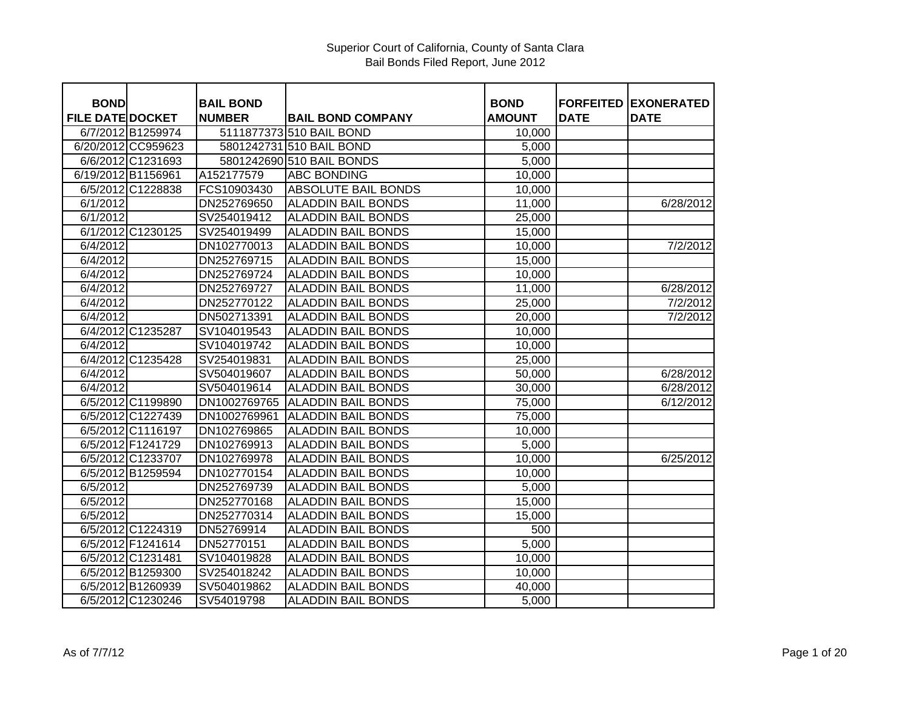Superior Court of California, County of Santa Clara
Bail Bonds Filed Report, June 2012

| BOND FILE DATE | DOCKET | BAIL BOND NUMBER | BAIL BOND COMPANY | BOND AMOUNT | FORFEITED DATE | EXONERATED DATE |
|---|---|---|---|---|---|---|
| 6/7/2012 | B1259974 | 5111877373 | 510 BAIL BOND | 10,000 | | |
| 6/20/2012 | CC959623 | 5801242731 | 510 BAIL BOND | 5,000 | | |
| 6/6/2012 | C1231693 | 5801242690 | 510 BAIL BONDS | 5,000 | | |
| 6/19/2012 | B1156961 | A152177579 | ABC BONDING | 10,000 | | |
| 6/5/2012 | C1228838 | FCS10903430 | ABSOLUTE BAIL BONDS | 10,000 | | |
| 6/1/2012 | | DN252769650 | ALADDIN BAIL BONDS | 11,000 | | 6/28/2012 |
| 6/1/2012 | | SV254019412 | ALADDIN BAIL BONDS | 25,000 | | |
| 6/1/2012 | C1230125 | SV254019499 | ALADDIN BAIL BONDS | 15,000 | | |
| 6/4/2012 | | DN102770013 | ALADDIN BAIL BONDS | 10,000 | | 7/2/2012 |
| 6/4/2012 | | DN252769715 | ALADDIN BAIL BONDS | 15,000 | | |
| 6/4/2012 | | DN252769724 | ALADDIN BAIL BONDS | 10,000 | | |
| 6/4/2012 | | DN252769727 | ALADDIN BAIL BONDS | 11,000 | | 6/28/2012 |
| 6/4/2012 | | DN252770122 | ALADDIN BAIL BONDS | 25,000 | | 7/2/2012 |
| 6/4/2012 | | DN502713391 | ALADDIN BAIL BONDS | 20,000 | | 7/2/2012 |
| 6/4/2012 | C1235287 | SV104019543 | ALADDIN BAIL BONDS | 10,000 | | |
| 6/4/2012 | | SV104019742 | ALADDIN BAIL BONDS | 10,000 | | |
| 6/4/2012 | C1235428 | SV254019831 | ALADDIN BAIL BONDS | 25,000 | | |
| 6/4/2012 | | SV504019607 | ALADDIN BAIL BONDS | 50,000 | | 6/28/2012 |
| 6/4/2012 | | SV504019614 | ALADDIN BAIL BONDS | 30,000 | | 6/28/2012 |
| 6/5/2012 | C1199890 | DN1002769765 | ALADDIN BAIL BONDS | 75,000 | | 6/12/2012 |
| 6/5/2012 | C1227439 | DN1002769961 | ALADDIN BAIL BONDS | 75,000 | | |
| 6/5/2012 | C1116197 | DN102769865 | ALADDIN BAIL BONDS | 10,000 | | |
| 6/5/2012 | F1241729 | DN102769913 | ALADDIN BAIL BONDS | 5,000 | | |
| 6/5/2012 | C1233707 | DN102769978 | ALADDIN BAIL BONDS | 10,000 | | 6/25/2012 |
| 6/5/2012 | B1259594 | DN102770154 | ALADDIN BAIL BONDS | 10,000 | | |
| 6/5/2012 | | DN252769739 | ALADDIN BAIL BONDS | 5,000 | | |
| 6/5/2012 | | DN252770168 | ALADDIN BAIL BONDS | 15,000 | | |
| 6/5/2012 | | DN252770314 | ALADDIN BAIL BONDS | 15,000 | | |
| 6/5/2012 | C1224319 | DN52769914 | ALADDIN BAIL BONDS | 500 | | |
| 6/5/2012 | F1241614 | DN52770151 | ALADDIN BAIL BONDS | 5,000 | | |
| 6/5/2012 | C1231481 | SV104019828 | ALADDIN BAIL BONDS | 10,000 | | |
| 6/5/2012 | B1259300 | SV254018242 | ALADDIN BAIL BONDS | 10,000 | | |
| 6/5/2012 | B1260939 | SV504019862 | ALADDIN BAIL BONDS | 40,000 | | |
| 6/5/2012 | C1230246 | SV54019798 | ALADDIN BAIL BONDS | 5,000 | | |

As of 7/7/12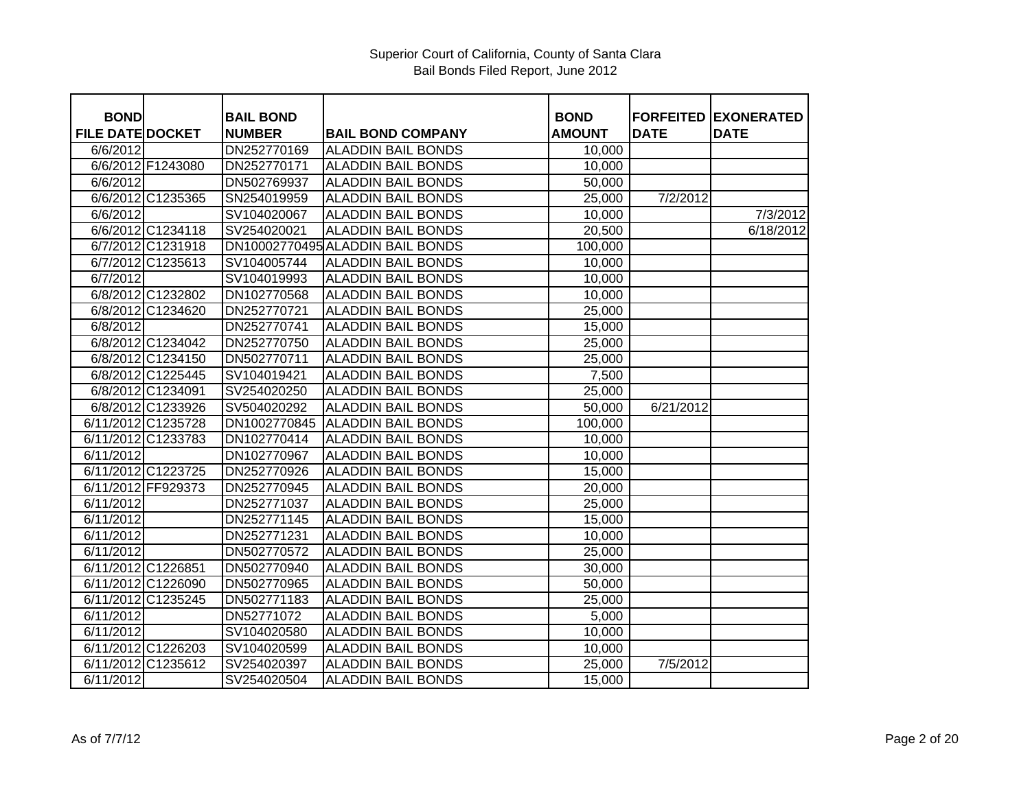Superior Court of California, County of Santa Clara
Bail Bonds Filed Report, June 2012

| BOND FILE DATE | DOCKET | BAIL BOND NUMBER | BAIL BOND COMPANY | BOND AMOUNT | FORFEITED DATE | EXONERATED DATE |
|---|---|---|---|---|---|---|
| 6/6/2012 | | DN252770169 | ALADDIN BAIL BONDS | 10,000 | | |
| 6/6/2012 | F1243080 | DN252770171 | ALADDIN BAIL BONDS | 10,000 | | |
| 6/6/2012 | | DN502769937 | ALADDIN BAIL BONDS | 50,000 | | |
| 6/6/2012 | C1235365 | SN254019959 | ALADDIN BAIL BONDS | 25,000 | 7/2/2012 | |
| 6/6/2012 | | SV104020067 | ALADDIN BAIL BONDS | 10,000 | | 7/3/2012 |
| 6/6/2012 | C1234118 | SV254020021 | ALADDIN BAIL BONDS | 20,500 | | 6/18/2012 |
| 6/7/2012 | C1231918 | DN10002770495 | ALADDIN BAIL BONDS | 100,000 | | |
| 6/7/2012 | C1235613 | SV104005744 | ALADDIN BAIL BONDS | 10,000 | | |
| 6/7/2012 | | SV104019993 | ALADDIN BAIL BONDS | 10,000 | | |
| 6/8/2012 | C1232802 | DN102770568 | ALADDIN BAIL BONDS | 10,000 | | |
| 6/8/2012 | C1234620 | DN252770721 | ALADDIN BAIL BONDS | 25,000 | | |
| 6/8/2012 | | DN252770741 | ALADDIN BAIL BONDS | 15,000 | | |
| 6/8/2012 | C1234042 | DN252770750 | ALADDIN BAIL BONDS | 25,000 | | |
| 6/8/2012 | C1234150 | DN502770711 | ALADDIN BAIL BONDS | 25,000 | | |
| 6/8/2012 | C1225445 | SV104019421 | ALADDIN BAIL BONDS | 7,500 | | |
| 6/8/2012 | C1234091 | SV254020250 | ALADDIN BAIL BONDS | 25,000 | | |
| 6/8/2012 | C1233926 | SV504020292 | ALADDIN BAIL BONDS | 50,000 | 6/21/2012 | |
| 6/11/2012 | C1235728 | DN1002770845 | ALADDIN BAIL BONDS | 100,000 | | |
| 6/11/2012 | C1233783 | DN102770414 | ALADDIN BAIL BONDS | 10,000 | | |
| 6/11/2012 | | DN102770967 | ALADDIN BAIL BONDS | 10,000 | | |
| 6/11/2012 | C1223725 | DN252770926 | ALADDIN BAIL BONDS | 15,000 | | |
| 6/11/2012 | FF929373 | DN252770945 | ALADDIN BAIL BONDS | 20,000 | | |
| 6/11/2012 | | DN252771037 | ALADDIN BAIL BONDS | 25,000 | | |
| 6/11/2012 | | DN252771145 | ALADDIN BAIL BONDS | 15,000 | | |
| 6/11/2012 | | DN252771231 | ALADDIN BAIL BONDS | 10,000 | | |
| 6/11/2012 | | DN502770572 | ALADDIN BAIL BONDS | 25,000 | | |
| 6/11/2012 | C1226851 | DN502770940 | ALADDIN BAIL BONDS | 30,000 | | |
| 6/11/2012 | C1226090 | DN502770965 | ALADDIN BAIL BONDS | 50,000 | | |
| 6/11/2012 | C1235245 | DN502771183 | ALADDIN BAIL BONDS | 25,000 | | |
| 6/11/2012 | | DN52771072 | ALADDIN BAIL BONDS | 5,000 | | |
| 6/11/2012 | | SV104020580 | ALADDIN BAIL BONDS | 10,000 | | |
| 6/11/2012 | C1226203 | SV104020599 | ALADDIN BAIL BONDS | 10,000 | | |
| 6/11/2012 | C1235612 | SV254020397 | ALADDIN BAIL BONDS | 25,000 | 7/5/2012 | |
| 6/11/2012 | | SV254020504 | ALADDIN BAIL BONDS | 15,000 | | |

As of 7/7/12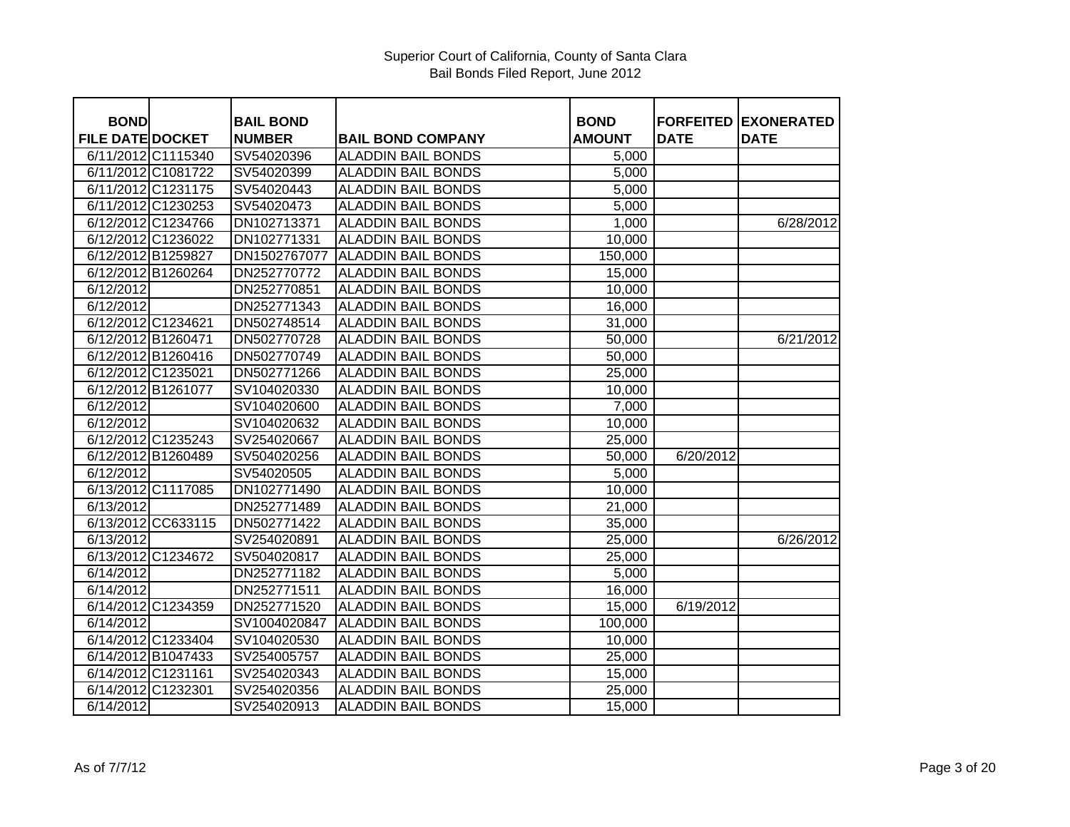Superior Court of California, County of Santa Clara
Bail Bonds Filed Report, June 2012

| BOND FILE DATE | DOCKET | BAIL BOND NUMBER | BAIL BOND COMPANY | BOND AMOUNT | FORFEITED DATE | EXONERATED DATE |
|---|---|---|---|---|---|---|
| 6/11/2012 | C1115340 | SV54020396 | ALADDIN BAIL BONDS | 5,000 | | |
| 6/11/2012 | C1081722 | SV54020399 | ALADDIN BAIL BONDS | 5,000 | | |
| 6/11/2012 | C1231175 | SV54020443 | ALADDIN BAIL BONDS | 5,000 | | |
| 6/11/2012 | C1230253 | SV54020473 | ALADDIN BAIL BONDS | 5,000 | | |
| 6/12/2012 | C1234766 | DN102713371 | ALADDIN BAIL BONDS | 1,000 | | 6/28/2012 |
| 6/12/2012 | C1236022 | DN102771331 | ALADDIN BAIL BONDS | 10,000 | | |
| 6/12/2012 | B1259827 | DN1502767077 | ALADDIN BAIL BONDS | 150,000 | | |
| 6/12/2012 | B1260264 | DN252770772 | ALADDIN BAIL BONDS | 15,000 | | |
| 6/12/2012 | | DN252770851 | ALADDIN BAIL BONDS | 10,000 | | |
| 6/12/2012 | | DN252771343 | ALADDIN BAIL BONDS | 16,000 | | |
| 6/12/2012 | C1234621 | DN502748514 | ALADDIN BAIL BONDS | 31,000 | | |
| 6/12/2012 | B1260471 | DN502770728 | ALADDIN BAIL BONDS | 50,000 | | 6/21/2012 |
| 6/12/2012 | B1260416 | DN502770749 | ALADDIN BAIL BONDS | 50,000 | | |
| 6/12/2012 | C1235021 | DN502771266 | ALADDIN BAIL BONDS | 25,000 | | |
| 6/12/2012 | B1261077 | SV104020330 | ALADDIN BAIL BONDS | 10,000 | | |
| 6/12/2012 | | SV104020600 | ALADDIN BAIL BONDS | 7,000 | | |
| 6/12/2012 | | SV104020632 | ALADDIN BAIL BONDS | 10,000 | | |
| 6/12/2012 | C1235243 | SV254020667 | ALADDIN BAIL BONDS | 25,000 | | |
| 6/12/2012 | B1260489 | SV504020256 | ALADDIN BAIL BONDS | 50,000 | 6/20/2012 | |
| 6/12/2012 | | SV54020505 | ALADDIN BAIL BONDS | 5,000 | | |
| 6/13/2012 | C1117085 | DN102771490 | ALADDIN BAIL BONDS | 10,000 | | |
| 6/13/2012 | | DN252771489 | ALADDIN BAIL BONDS | 21,000 | | |
| 6/13/2012 | CC633115 | DN502771422 | ALADDIN BAIL BONDS | 35,000 | | |
| 6/13/2012 | | SV254020891 | ALADDIN BAIL BONDS | 25,000 | | 6/26/2012 |
| 6/13/2012 | C1234672 | SV504020817 | ALADDIN BAIL BONDS | 25,000 | | |
| 6/14/2012 | | DN252771182 | ALADDIN BAIL BONDS | 5,000 | | |
| 6/14/2012 | | DN252771511 | ALADDIN BAIL BONDS | 16,000 | | |
| 6/14/2012 | C1234359 | DN252771520 | ALADDIN BAIL BONDS | 15,000 | 6/19/2012 | |
| 6/14/2012 | | SV1004020847 | ALADDIN BAIL BONDS | 100,000 | | |
| 6/14/2012 | C1233404 | SV104020530 | ALADDIN BAIL BONDS | 10,000 | | |
| 6/14/2012 | B1047433 | SV254005757 | ALADDIN BAIL BONDS | 25,000 | | |
| 6/14/2012 | C1231161 | SV254020343 | ALADDIN BAIL BONDS | 15,000 | | |
| 6/14/2012 | C1232301 | SV254020356 | ALADDIN BAIL BONDS | 25,000 | | |
| 6/14/2012 | | SV254020913 | ALADDIN BAIL BONDS | 15,000 | | |

As of 7/7/12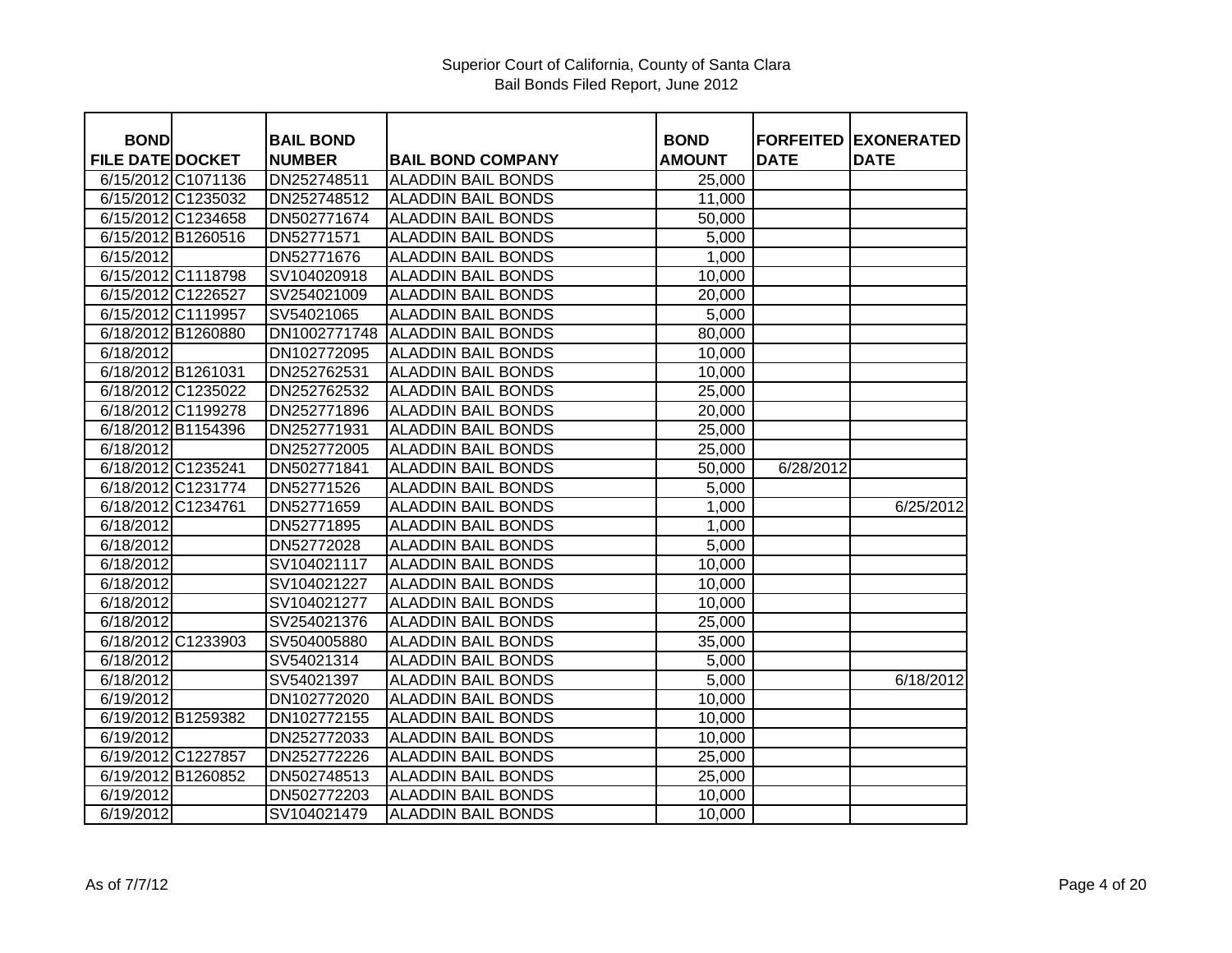Superior Court of California, County of Santa Clara
Bail Bonds Filed Report, June 2012

| BOND FILE DATE | DOCKET | BAIL BOND NUMBER | BAIL BOND COMPANY | BOND AMOUNT | FORFEITED DATE | EXONERATED DATE |
|---|---|---|---|---|---|---|
| 6/15/2012 | C1071136 | DN252748511 | ALADDIN BAIL BONDS | 25,000 | | |
| 6/15/2012 | C1235032 | DN252748512 | ALADDIN BAIL BONDS | 11,000 | | |
| 6/15/2012 | C1234658 | DN502771674 | ALADDIN BAIL BONDS | 50,000 | | |
| 6/15/2012 | B1260516 | DN52771571 | ALADDIN BAIL BONDS | 5,000 | | |
| 6/15/2012 | | DN52771676 | ALADDIN BAIL BONDS | 1,000 | | |
| 6/15/2012 | C1118798 | SV104020918 | ALADDIN BAIL BONDS | 10,000 | | |
| 6/15/2012 | C1226527 | SV254021009 | ALADDIN BAIL BONDS | 20,000 | | |
| 6/15/2012 | C1119957 | SV54021065 | ALADDIN BAIL BONDS | 5,000 | | |
| 6/18/2012 | B1260880 | DN1002771748 | ALADDIN BAIL BONDS | 80,000 | | |
| 6/18/2012 | | DN102772095 | ALADDIN BAIL BONDS | 10,000 | | |
| 6/18/2012 | B1261031 | DN252762531 | ALADDIN BAIL BONDS | 10,000 | | |
| 6/18/2012 | C1235022 | DN252762532 | ALADDIN BAIL BONDS | 25,000 | | |
| 6/18/2012 | C1199278 | DN252771896 | ALADDIN BAIL BONDS | 20,000 | | |
| 6/18/2012 | B1154396 | DN252771931 | ALADDIN BAIL BONDS | 25,000 | | |
| 6/18/2012 | | DN252772005 | ALADDIN BAIL BONDS | 25,000 | | |
| 6/18/2012 | C1235241 | DN502771841 | ALADDIN BAIL BONDS | 50,000 | 6/28/2012 | |
| 6/18/2012 | C1231774 | DN52771526 | ALADDIN BAIL BONDS | 5,000 | | |
| 6/18/2012 | C1234761 | DN52771659 | ALADDIN BAIL BONDS | 1,000 | | 6/25/2012 |
| 6/18/2012 | | DN52771895 | ALADDIN BAIL BONDS | 1,000 | | |
| 6/18/2012 | | DN52772028 | ALADDIN BAIL BONDS | 5,000 | | |
| 6/18/2012 | | SV104021117 | ALADDIN BAIL BONDS | 10,000 | | |
| 6/18/2012 | | SV104021227 | ALADDIN BAIL BONDS | 10,000 | | |
| 6/18/2012 | | SV104021277 | ALADDIN BAIL BONDS | 10,000 | | |
| 6/18/2012 | | SV254021376 | ALADDIN BAIL BONDS | 25,000 | | |
| 6/18/2012 | C1233903 | SV504005880 | ALADDIN BAIL BONDS | 35,000 | | |
| 6/18/2012 | | SV54021314 | ALADDIN BAIL BONDS | 5,000 | | |
| 6/18/2012 | | SV54021397 | ALADDIN BAIL BONDS | 5,000 | | 6/18/2012 |
| 6/19/2012 | | DN102772020 | ALADDIN BAIL BONDS | 10,000 | | |
| 6/19/2012 | B1259382 | DN102772155 | ALADDIN BAIL BONDS | 10,000 | | |
| 6/19/2012 | | DN252772033 | ALADDIN BAIL BONDS | 10,000 | | |
| 6/19/2012 | C1227857 | DN252772226 | ALADDIN BAIL BONDS | 25,000 | | |
| 6/19/2012 | B1260852 | DN502748513 | ALADDIN BAIL BONDS | 25,000 | | |
| 6/19/2012 | | DN502772203 | ALADDIN BAIL BONDS | 10,000 | | |
| 6/19/2012 | | SV104021479 | ALADDIN BAIL BONDS | 10,000 | | |

As of 7/7/12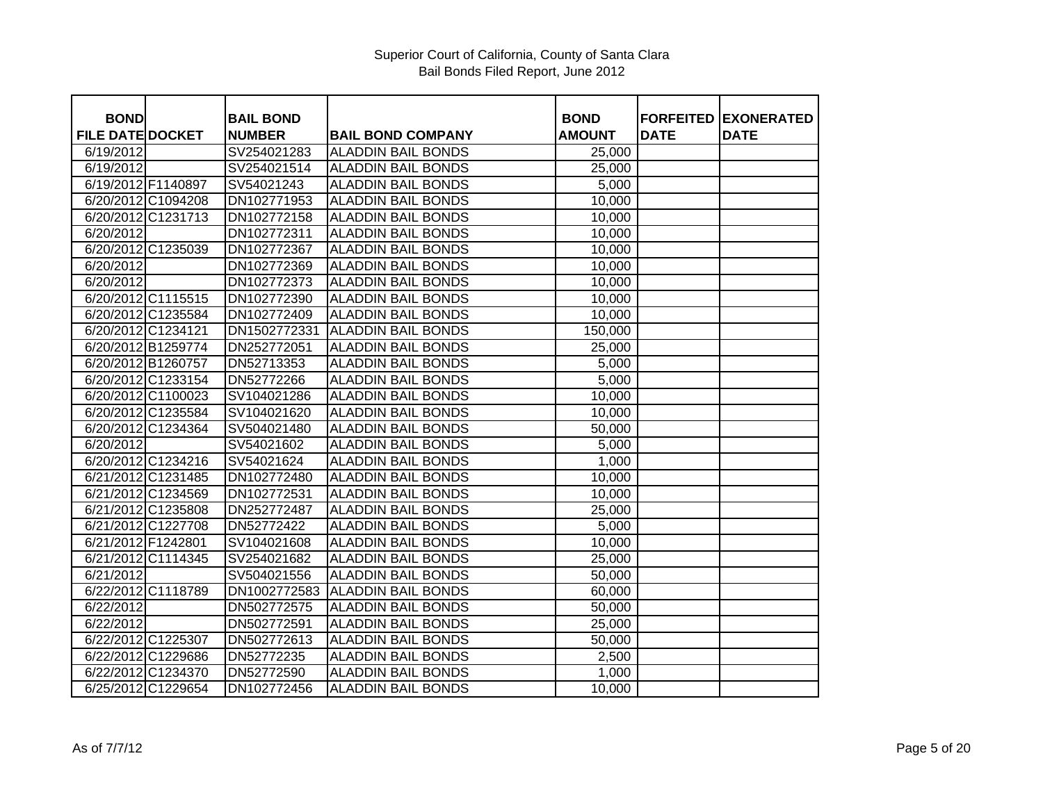Superior Court of California, County of Santa Clara
Bail Bonds Filed Report, June 2012

| BOND FILE DATE | DOCKET | BAIL BOND NUMBER | BAIL BOND COMPANY | BOND AMOUNT | FORFEITED DATE | EXONERATED DATE |
|---|---|---|---|---|---|---|
| 6/19/2012 | | SV254021283 | ALADDIN BAIL BONDS | 25,000 | | |
| 6/19/2012 | | SV254021514 | ALADDIN BAIL BONDS | 25,000 | | |
| 6/19/2012 | F1140897 | SV54021243 | ALADDIN BAIL BONDS | 5,000 | | |
| 6/20/2012 | C1094208 | DN102771953 | ALADDIN BAIL BONDS | 10,000 | | |
| 6/20/2012 | C1231713 | DN102772158 | ALADDIN BAIL BONDS | 10,000 | | |
| 6/20/2012 | | DN102772311 | ALADDIN BAIL BONDS | 10,000 | | |
| 6/20/2012 | C1235039 | DN102772367 | ALADDIN BAIL BONDS | 10,000 | | |
| 6/20/2012 | | DN102772369 | ALADDIN BAIL BONDS | 10,000 | | |
| 6/20/2012 | | DN102772373 | ALADDIN BAIL BONDS | 10,000 | | |
| 6/20/2012 | C1115515 | DN102772390 | ALADDIN BAIL BONDS | 10,000 | | |
| 6/20/2012 | C1235584 | DN102772409 | ALADDIN BAIL BONDS | 10,000 | | |
| 6/20/2012 | C1234121 | DN1502772331 | ALADDIN BAIL BONDS | 150,000 | | |
| 6/20/2012 | B1259774 | DN252772051 | ALADDIN BAIL BONDS | 25,000 | | |
| 6/20/2012 | B1260757 | DN52713353 | ALADDIN BAIL BONDS | 5,000 | | |
| 6/20/2012 | C1233154 | DN52772266 | ALADDIN BAIL BONDS | 5,000 | | |
| 6/20/2012 | C1100023 | SV104021286 | ALADDIN BAIL BONDS | 10,000 | | |
| 6/20/2012 | C1235584 | SV104021620 | ALADDIN BAIL BONDS | 10,000 | | |
| 6/20/2012 | C1234364 | SV504021480 | ALADDIN BAIL BONDS | 50,000 | | |
| 6/20/2012 | | SV54021602 | ALADDIN BAIL BONDS | 5,000 | | |
| 6/20/2012 | C1234216 | SV54021624 | ALADDIN BAIL BONDS | 1,000 | | |
| 6/21/2012 | C1231485 | DN102772480 | ALADDIN BAIL BONDS | 10,000 | | |
| 6/21/2012 | C1234569 | DN102772531 | ALADDIN BAIL BONDS | 10,000 | | |
| 6/21/2012 | C1235808 | DN252772487 | ALADDIN BAIL BONDS | 25,000 | | |
| 6/21/2012 | C1227708 | DN52772422 | ALADDIN BAIL BONDS | 5,000 | | |
| 6/21/2012 | F1242801 | SV104021608 | ALADDIN BAIL BONDS | 10,000 | | |
| 6/21/2012 | C1114345 | SV254021682 | ALADDIN BAIL BONDS | 25,000 | | |
| 6/21/2012 | | SV504021556 | ALADDIN BAIL BONDS | 50,000 | | |
| 6/22/2012 | C1118789 | DN1002772583 | ALADDIN BAIL BONDS | 60,000 | | |
| 6/22/2012 | | DN502772575 | ALADDIN BAIL BONDS | 50,000 | | |
| 6/22/2012 | | DN502772591 | ALADDIN BAIL BONDS | 25,000 | | |
| 6/22/2012 | C1225307 | DN502772613 | ALADDIN BAIL BONDS | 50,000 | | |
| 6/22/2012 | C1229686 | DN52772235 | ALADDIN BAIL BONDS | 2,500 | | |
| 6/22/2012 | C1234370 | DN52772590 | ALADDIN BAIL BONDS | 1,000 | | |
| 6/25/2012 | C1229654 | DN102772456 | ALADDIN BAIL BONDS | 10,000 | | |

As of 7/7/12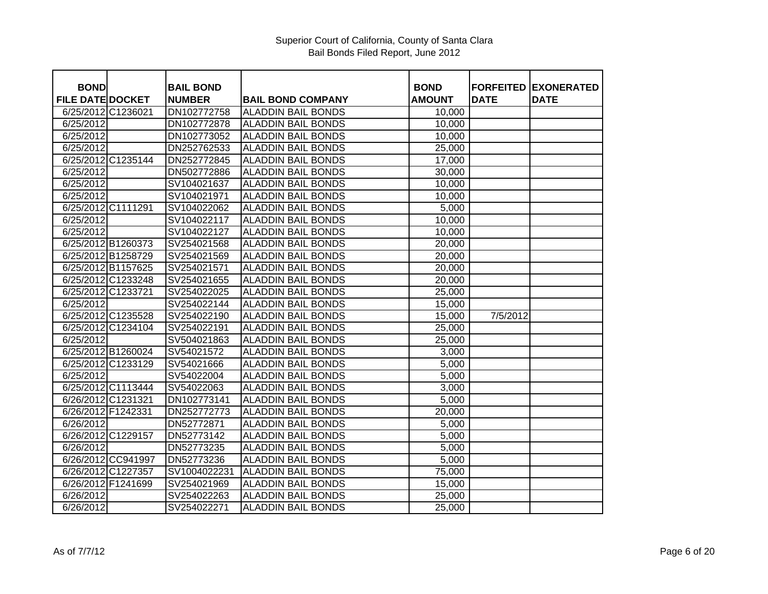Superior Court of California, County of Santa Clara
Bail Bonds Filed Report, June 2012

| BOND FILE DATE | DOCKET | BAIL BOND NUMBER | BAIL BOND COMPANY | BOND AMOUNT | FORFEITED DATE | EXONERATED DATE |
|---|---|---|---|---|---|---|
| 6/25/2012 | C1236021 | DN102772758 | ALADDIN BAIL BONDS | 10,000 | | |
| 6/25/2012 | | DN102772878 | ALADDIN BAIL BONDS | 10,000 | | |
| 6/25/2012 | | DN102773052 | ALADDIN BAIL BONDS | 10,000 | | |
| 6/25/2012 | | DN252762533 | ALADDIN BAIL BONDS | 25,000 | | |
| 6/25/2012 | C1235144 | DN252772845 | ALADDIN BAIL BONDS | 17,000 | | |
| 6/25/2012 | | DN502772886 | ALADDIN BAIL BONDS | 30,000 | | |
| 6/25/2012 | | SV104021637 | ALADDIN BAIL BONDS | 10,000 | | |
| 6/25/2012 | | SV104021971 | ALADDIN BAIL BONDS | 10,000 | | |
| 6/25/2012 | C1111291 | SV104022062 | ALADDIN BAIL BONDS | 5,000 | | |
| 6/25/2012 | | SV104022117 | ALADDIN BAIL BONDS | 10,000 | | |
| 6/25/2012 | | SV104022127 | ALADDIN BAIL BONDS | 10,000 | | |
| 6/25/2012 | B1260373 | SV254021568 | ALADDIN BAIL BONDS | 20,000 | | |
| 6/25/2012 | B1258729 | SV254021569 | ALADDIN BAIL BONDS | 20,000 | | |
| 6/25/2012 | B1157625 | SV254021571 | ALADDIN BAIL BONDS | 20,000 | | |
| 6/25/2012 | C1233248 | SV254021655 | ALADDIN BAIL BONDS | 20,000 | | |
| 6/25/2012 | C1233721 | SV254022025 | ALADDIN BAIL BONDS | 25,000 | | |
| 6/25/2012 | | SV254022144 | ALADDIN BAIL BONDS | 15,000 | | |
| 6/25/2012 | C1235528 | SV254022190 | ALADDIN BAIL BONDS | 15,000 | 7/5/2012 | |
| 6/25/2012 | C1234104 | SV254022191 | ALADDIN BAIL BONDS | 25,000 | | |
| 6/25/2012 | | SV504021863 | ALADDIN BAIL BONDS | 25,000 | | |
| 6/25/2012 | B1260024 | SV54021572 | ALADDIN BAIL BONDS | 3,000 | | |
| 6/25/2012 | C1233129 | SV54021666 | ALADDIN BAIL BONDS | 5,000 | | |
| 6/25/2012 | | SV54022004 | ALADDIN BAIL BONDS | 5,000 | | |
| 6/25/2012 | C1113444 | SV54022063 | ALADDIN BAIL BONDS | 3,000 | | |
| 6/26/2012 | C1231321 | DN102773141 | ALADDIN BAIL BONDS | 5,000 | | |
| 6/26/2012 | F1242331 | DN252772773 | ALADDIN BAIL BONDS | 20,000 | | |
| 6/26/2012 | | DN52772871 | ALADDIN BAIL BONDS | 5,000 | | |
| 6/26/2012 | C1229157 | DN52773142 | ALADDIN BAIL BONDS | 5,000 | | |
| 6/26/2012 | | DN52773235 | ALADDIN BAIL BONDS | 5,000 | | |
| 6/26/2012 | CC941997 | DN52773236 | ALADDIN BAIL BONDS | 5,000 | | |
| 6/26/2012 | C1227357 | SV1004022231 | ALADDIN BAIL BONDS | 75,000 | | |
| 6/26/2012 | F1241699 | SV254021969 | ALADDIN BAIL BONDS | 15,000 | | |
| 6/26/2012 | | SV254022263 | ALADDIN BAIL BONDS | 25,000 | | |
| 6/26/2012 | | SV254022271 | ALADDIN BAIL BONDS | 25,000 | | |

As of 7/7/12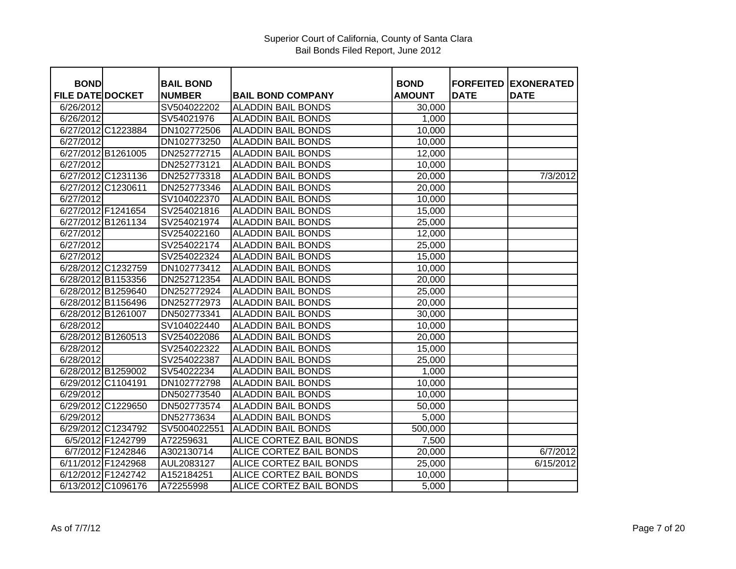Superior Court of California, County of Santa Clara
Bail Bonds Filed Report, June 2012

| BOND FILE DATE | DOCKET | BAIL BOND NUMBER | BAIL BOND COMPANY | BOND AMOUNT | FORFEITED DATE | EXONERATED DATE |
|---|---|---|---|---|---|---|
| 6/26/2012 | | SV504022202 | ALADDIN BAIL BONDS | 30,000 | | |
| 6/26/2012 | | SV54021976 | ALADDIN BAIL BONDS | 1,000 | | |
| 6/27/2012 | C1223884 | DN102772506 | ALADDIN BAIL BONDS | 10,000 | | |
| 6/27/2012 | | DN102773250 | ALADDIN BAIL BONDS | 10,000 | | |
| 6/27/2012 | B1261005 | DN252772715 | ALADDIN BAIL BONDS | 12,000 | | |
| 6/27/2012 | | DN252773121 | ALADDIN BAIL BONDS | 10,000 | | |
| 6/27/2012 | C1231136 | DN252773318 | ALADDIN BAIL BONDS | 20,000 | | 7/3/2012 |
| 6/27/2012 | C1230611 | DN252773346 | ALADDIN BAIL BONDS | 20,000 | | |
| 6/27/2012 | | SV104022370 | ALADDIN BAIL BONDS | 10,000 | | |
| 6/27/2012 | F1241654 | SV254021816 | ALADDIN BAIL BONDS | 15,000 | | |
| 6/27/2012 | B1261134 | SV254021974 | ALADDIN BAIL BONDS | 25,000 | | |
| 6/27/2012 | | SV254022160 | ALADDIN BAIL BONDS | 12,000 | | |
| 6/27/2012 | | SV254022174 | ALADDIN BAIL BONDS | 25,000 | | |
| 6/27/2012 | | SV254022324 | ALADDIN BAIL BONDS | 15,000 | | |
| 6/28/2012 | C1232759 | DN102773412 | ALADDIN BAIL BONDS | 10,000 | | |
| 6/28/2012 | B1153356 | DN252712354 | ALADDIN BAIL BONDS | 20,000 | | |
| 6/28/2012 | B1259640 | DN252772924 | ALADDIN BAIL BONDS | 25,000 | | |
| 6/28/2012 | B1156496 | DN252772973 | ALADDIN BAIL BONDS | 20,000 | | |
| 6/28/2012 | B1261007 | DN502773341 | ALADDIN BAIL BONDS | 30,000 | | |
| 6/28/2012 | | SV104022440 | ALADDIN BAIL BONDS | 10,000 | | |
| 6/28/2012 | B1260513 | SV254022086 | ALADDIN BAIL BONDS | 20,000 | | |
| 6/28/2012 | | SV254022322 | ALADDIN BAIL BONDS | 15,000 | | |
| 6/28/2012 | | SV254022387 | ALADDIN BAIL BONDS | 25,000 | | |
| 6/28/2012 | B1259002 | SV54022234 | ALADDIN BAIL BONDS | 1,000 | | |
| 6/29/2012 | C1104191 | DN102772798 | ALADDIN BAIL BONDS | 10,000 | | |
| 6/29/2012 | | DN502773540 | ALADDIN BAIL BONDS | 10,000 | | |
| 6/29/2012 | C1229650 | DN502773574 | ALADDIN BAIL BONDS | 50,000 | | |
| 6/29/2012 | | DN52773634 | ALADDIN BAIL BONDS | 5,000 | | |
| 6/29/2012 | C1234792 | SV5004022551 | ALADDIN BAIL BONDS | 500,000 | | |
| 6/5/2012 | F1242799 | A72259631 | ALICE CORTEZ BAIL BONDS | 7,500 | | |
| 6/7/2012 | F1242846 | A302130714 | ALICE CORTEZ BAIL BONDS | 20,000 | | 6/7/2012 |
| 6/11/2012 | F1242968 | AUL2083127 | ALICE CORTEZ BAIL BONDS | 25,000 | | 6/15/2012 |
| 6/12/2012 | F1242742 | A152184251 | ALICE CORTEZ BAIL BONDS | 10,000 | | |
| 6/13/2012 | C1096176 | A72255998 | ALICE CORTEZ BAIL BONDS | 5,000 | | |

As of 7/7/12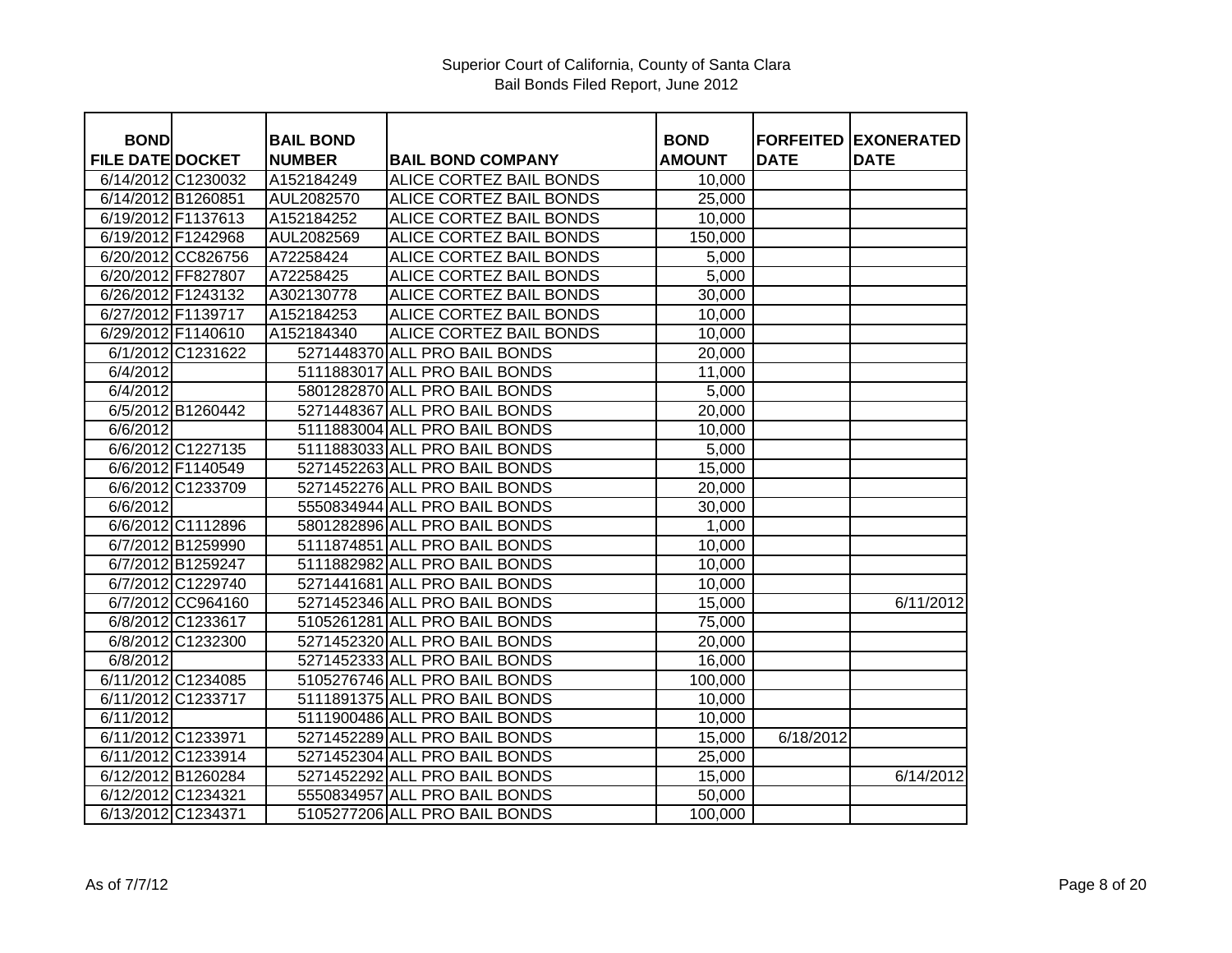Superior Court of California, County of Santa Clara
Bail Bonds Filed Report, June 2012

| BOND FILE DATE | DOCKET | BAIL BOND NUMBER | BAIL BOND COMPANY | BOND AMOUNT | FORFEITED DATE | EXONERATED DATE |
|---|---|---|---|---|---|---|
| 6/14/2012 | C1230032 | A152184249 | ALICE CORTEZ BAIL BONDS | 10,000 | | |
| 6/14/2012 | B1260851 | AUL2082570 | ALICE CORTEZ BAIL BONDS | 25,000 | | |
| 6/19/2012 | F1137613 | A152184252 | ALICE CORTEZ BAIL BONDS | 10,000 | | |
| 6/19/2012 | F1242968 | AUL2082569 | ALICE CORTEZ BAIL BONDS | 150,000 | | |
| 6/20/2012 | CC826756 | A72258424 | ALICE CORTEZ BAIL BONDS | 5,000 | | |
| 6/20/2012 | FF827807 | A72258425 | ALICE CORTEZ BAIL BONDS | 5,000 | | |
| 6/26/2012 | F1243132 | A302130778 | ALICE CORTEZ BAIL BONDS | 30,000 | | |
| 6/27/2012 | F1139717 | A152184253 | ALICE CORTEZ BAIL BONDS | 10,000 | | |
| 6/29/2012 | F1140610 | A152184340 | ALICE CORTEZ BAIL BONDS | 10,000 | | |
| 6/1/2012 | C1231622 | 5271448370 | ALL PRO BAIL BONDS | 20,000 | | |
| 6/4/2012 | | 5111883017 | ALL PRO BAIL BONDS | 11,000 | | |
| 6/4/2012 | | 5801282870 | ALL PRO BAIL BONDS | 5,000 | | |
| 6/5/2012 | B1260442 | 5271448367 | ALL PRO BAIL BONDS | 20,000 | | |
| 6/6/2012 | | 5111883004 | ALL PRO BAIL BONDS | 10,000 | | |
| 6/6/2012 | C1227135 | 5111883033 | ALL PRO BAIL BONDS | 5,000 | | |
| 6/6/2012 | F1140549 | 5271452263 | ALL PRO BAIL BONDS | 15,000 | | |
| 6/6/2012 | C1233709 | 5271452276 | ALL PRO BAIL BONDS | 20,000 | | |
| 6/6/2012 | | 5550834944 | ALL PRO BAIL BONDS | 30,000 | | |
| 6/6/2012 | C1112896 | 5801282896 | ALL PRO BAIL BONDS | 1,000 | | |
| 6/7/2012 | B1259990 | 5111874851 | ALL PRO BAIL BONDS | 10,000 | | |
| 6/7/2012 | B1259247 | 5111882982 | ALL PRO BAIL BONDS | 10,000 | | |
| 6/7/2012 | C1229740 | 5271441681 | ALL PRO BAIL BONDS | 10,000 | | |
| 6/7/2012 | CC964160 | 5271452346 | ALL PRO BAIL BONDS | 15,000 | | 6/11/2012 |
| 6/8/2012 | C1233617 | 5105261281 | ALL PRO BAIL BONDS | 75,000 | | |
| 6/8/2012 | C1232300 | 5271452320 | ALL PRO BAIL BONDS | 20,000 | | |
| 6/8/2012 | | 5271452333 | ALL PRO BAIL BONDS | 16,000 | | |
| 6/11/2012 | C1234085 | 5105276746 | ALL PRO BAIL BONDS | 100,000 | | |
| 6/11/2012 | C1233717 | 5111891375 | ALL PRO BAIL BONDS | 10,000 | | |
| 6/11/2012 | | 5111900486 | ALL PRO BAIL BONDS | 10,000 | | |
| 6/11/2012 | C1233971 | 5271452289 | ALL PRO BAIL BONDS | 15,000 | 6/18/2012 | |
| 6/11/2012 | C1233914 | 5271452304 | ALL PRO BAIL BONDS | 25,000 | | |
| 6/12/2012 | B1260284 | 5271452292 | ALL PRO BAIL BONDS | 15,000 | | 6/14/2012 |
| 6/12/2012 | C1234321 | 5550834957 | ALL PRO BAIL BONDS | 50,000 | | |
| 6/13/2012 | C1234371 | 5105277206 | ALL PRO BAIL BONDS | 100,000 | | |

As of 7/7/12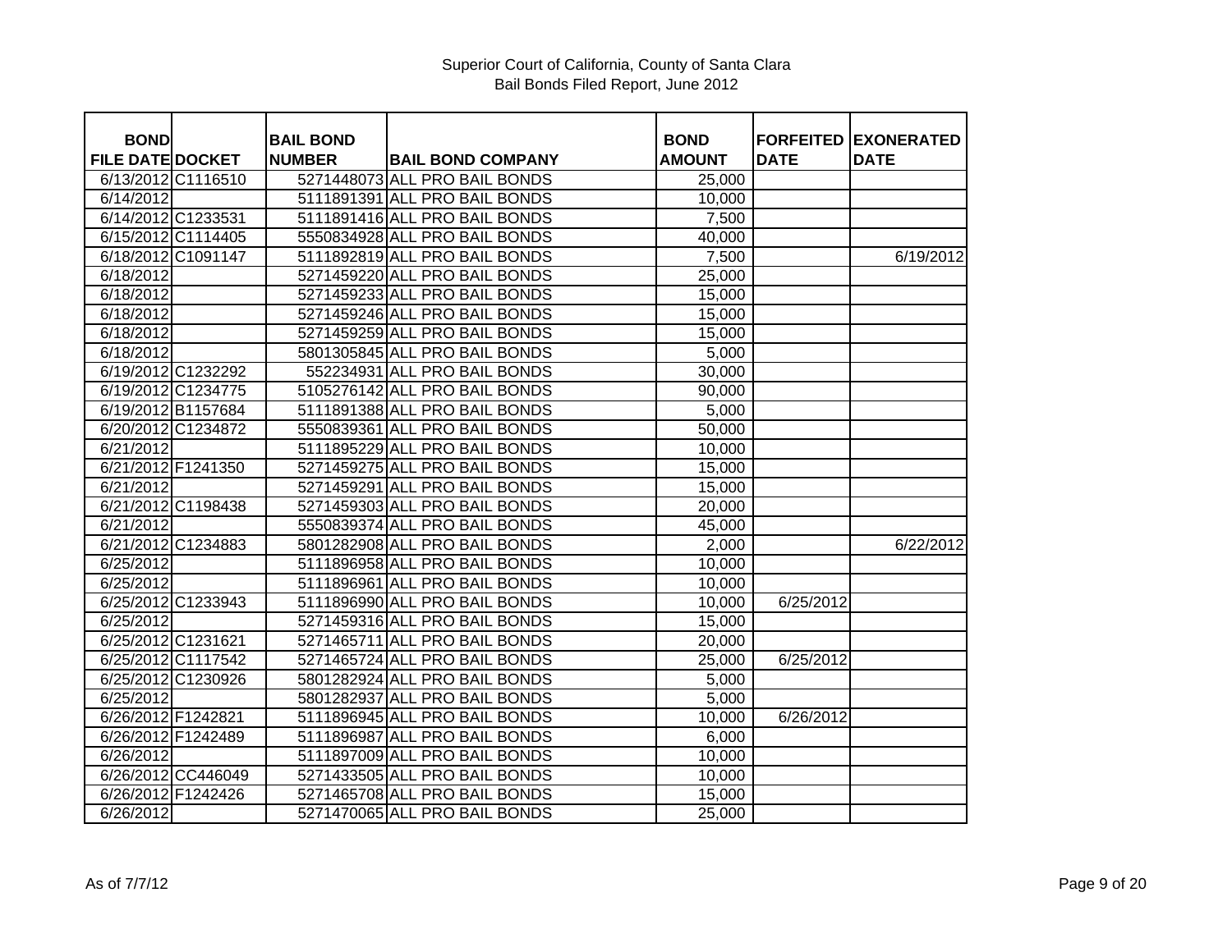Superior Court of California, County of Santa Clara
Bail Bonds Filed Report, June 2012

| BOND FILE DATE | DOCKET | BAIL BOND NUMBER | BAIL BOND COMPANY | BOND AMOUNT | FORFEITED DATE | EXONERATED DATE |
|---|---|---|---|---|---|---|
| 6/13/2012 | C1116510 | 5271448073 | ALL PRO BAIL BONDS | 25,000 | | |
| 6/14/2012 | | 5111891391 | ALL PRO BAIL BONDS | 10,000 | | |
| 6/14/2012 | C1233531 | 5111891416 | ALL PRO BAIL BONDS | 7,500 | | |
| 6/15/2012 | C1114405 | 5550834928 | ALL PRO BAIL BONDS | 40,000 | | |
| 6/18/2012 | C1091147 | 5111892819 | ALL PRO BAIL BONDS | 7,500 | | 6/19/2012 |
| 6/18/2012 | | 5271459220 | ALL PRO BAIL BONDS | 25,000 | | |
| 6/18/2012 | | 5271459233 | ALL PRO BAIL BONDS | 15,000 | | |
| 6/18/2012 | | 5271459246 | ALL PRO BAIL BONDS | 15,000 | | |
| 6/18/2012 | | 5271459259 | ALL PRO BAIL BONDS | 15,000 | | |
| 6/18/2012 | | 5801305845 | ALL PRO BAIL BONDS | 5,000 | | |
| 6/19/2012 | C1232292 | 552234931 | ALL PRO BAIL BONDS | 30,000 | | |
| 6/19/2012 | C1234775 | 5105276142 | ALL PRO BAIL BONDS | 90,000 | | |
| 6/19/2012 | B1157684 | 5111891388 | ALL PRO BAIL BONDS | 5,000 | | |
| 6/20/2012 | C1234872 | 5550839361 | ALL PRO BAIL BONDS | 50,000 | | |
| 6/21/2012 | | 5111895229 | ALL PRO BAIL BONDS | 10,000 | | |
| 6/21/2012 | F1241350 | 5271459275 | ALL PRO BAIL BONDS | 15,000 | | |
| 6/21/2012 | | 5271459291 | ALL PRO BAIL BONDS | 15,000 | | |
| 6/21/2012 | C1198438 | 5271459303 | ALL PRO BAIL BONDS | 20,000 | | |
| 6/21/2012 | | 5550839374 | ALL PRO BAIL BONDS | 45,000 | | |
| 6/21/2012 | C1234883 | 5801282908 | ALL PRO BAIL BONDS | 2,000 | | 6/22/2012 |
| 6/25/2012 | | 5111896958 | ALL PRO BAIL BONDS | 10,000 | | |
| 6/25/2012 | | 5111896961 | ALL PRO BAIL BONDS | 10,000 | | |
| 6/25/2012 | C1233943 | 5111896990 | ALL PRO BAIL BONDS | 10,000 | 6/25/2012 | |
| 6/25/2012 | | 5271459316 | ALL PRO BAIL BONDS | 15,000 | | |
| 6/25/2012 | C1231621 | 5271465711 | ALL PRO BAIL BONDS | 20,000 | | |
| 6/25/2012 | C1117542 | 5271465724 | ALL PRO BAIL BONDS | 25,000 | 6/25/2012 | |
| 6/25/2012 | C1230926 | 5801282924 | ALL PRO BAIL BONDS | 5,000 | | |
| 6/25/2012 | | 5801282937 | ALL PRO BAIL BONDS | 5,000 | | |
| 6/26/2012 | F1242821 | 5111896945 | ALL PRO BAIL BONDS | 10,000 | 6/26/2012 | |
| 6/26/2012 | F1242489 | 5111896987 | ALL PRO BAIL BONDS | 6,000 | | |
| 6/26/2012 | | 5111897009 | ALL PRO BAIL BONDS | 10,000 | | |
| 6/26/2012 | CC446049 | 5271433505 | ALL PRO BAIL BONDS | 10,000 | | |
| 6/26/2012 | F1242426 | 5271465708 | ALL PRO BAIL BONDS | 15,000 | | |
| 6/26/2012 | | 5271470065 | ALL PRO BAIL BONDS | 25,000 | | |

As of 7/7/12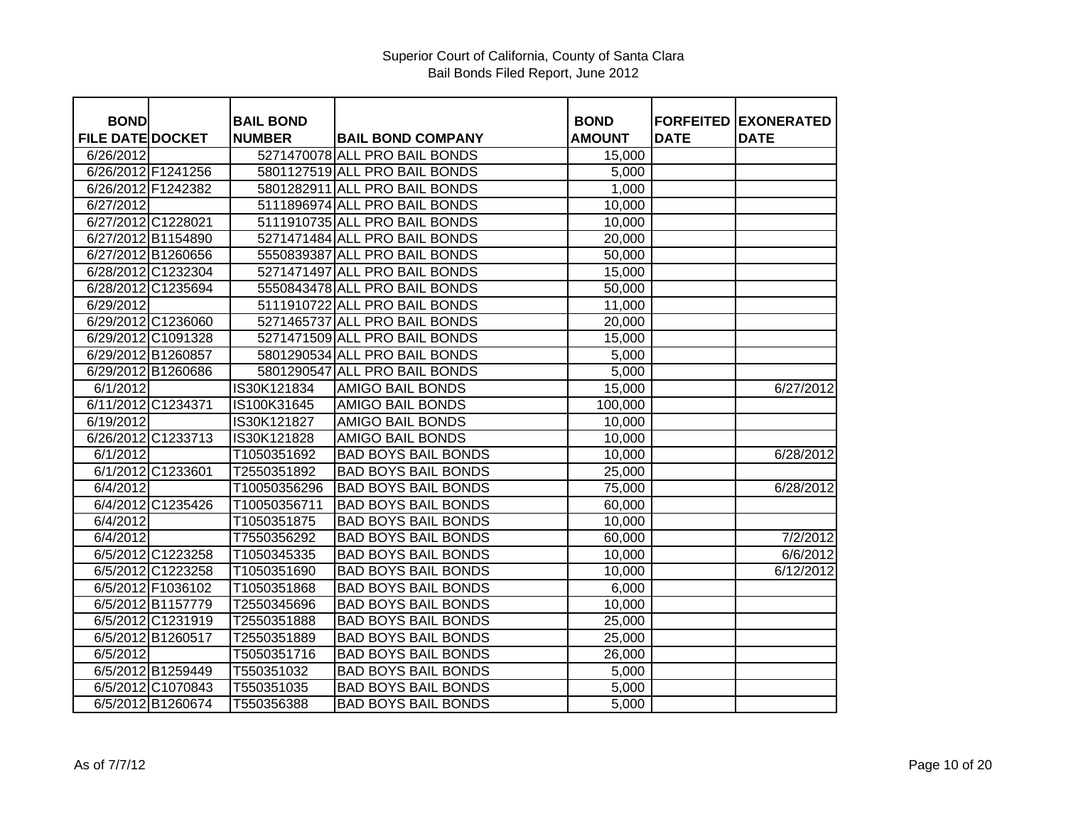Superior Court of California, County of Santa Clara
Bail Bonds Filed Report, June 2012

| BOND FILE DATE | DOCKET | BAIL BOND NUMBER | BAIL BOND COMPANY | BOND AMOUNT | FORFEITED DATE | EXONERATED DATE |
|---|---|---|---|---|---|---|
| 6/26/2012 | | 5271470078 | ALL PRO BAIL BONDS | 15,000 | | |
| 6/26/2012 | F1241256 | 5801127519 | ALL PRO BAIL BONDS | 5,000 | | |
| 6/26/2012 | F1242382 | 5801282911 | ALL PRO BAIL BONDS | 1,000 | | |
| 6/27/2012 | | 5111896974 | ALL PRO BAIL BONDS | 10,000 | | |
| 6/27/2012 | C1228021 | 5111910735 | ALL PRO BAIL BONDS | 10,000 | | |
| 6/27/2012 | B1154890 | 5271471484 | ALL PRO BAIL BONDS | 20,000 | | |
| 6/27/2012 | B1260656 | 5550839387 | ALL PRO BAIL BONDS | 50,000 | | |
| 6/28/2012 | C1232304 | 5271471497 | ALL PRO BAIL BONDS | 15,000 | | |
| 6/28/2012 | C1235694 | 5550843478 | ALL PRO BAIL BONDS | 50,000 | | |
| 6/29/2012 | | 5111910722 | ALL PRO BAIL BONDS | 11,000 | | |
| 6/29/2012 | C1236060 | 5271465737 | ALL PRO BAIL BONDS | 20,000 | | |
| 6/29/2012 | C1091328 | 5271471509 | ALL PRO BAIL BONDS | 15,000 | | |
| 6/29/2012 | B1260857 | 5801290534 | ALL PRO BAIL BONDS | 5,000 | | |
| 6/29/2012 | B1260686 | 5801290547 | ALL PRO BAIL BONDS | 5,000 | | |
| 6/1/2012 | | IS30K121834 | AMIGO BAIL BONDS | 15,000 | | 6/27/2012 |
| 6/11/2012 | C1234371 | IS100K31645 | AMIGO BAIL BONDS | 100,000 | | |
| 6/19/2012 | | IS30K121827 | AMIGO BAIL BONDS | 10,000 | | |
| 6/26/2012 | C1233713 | IS30K121828 | AMIGO BAIL BONDS | 10,000 | | |
| 6/1/2012 | | T1050351692 | BAD BOYS BAIL BONDS | 10,000 | | 6/28/2012 |
| 6/1/2012 | C1233601 | T2550351892 | BAD BOYS BAIL BONDS | 25,000 | | |
| 6/4/2012 | | T10050356296 | BAD BOYS BAIL BONDS | 75,000 | | 6/28/2012 |
| 6/4/2012 | C1235426 | T10050356711 | BAD BOYS BAIL BONDS | 60,000 | | |
| 6/4/2012 | | T1050351875 | BAD BOYS BAIL BONDS | 10,000 | | |
| 6/4/2012 | | T7550356292 | BAD BOYS BAIL BONDS | 60,000 | | 7/2/2012 |
| 6/5/2012 | C1223258 | T1050345335 | BAD BOYS BAIL BONDS | 10,000 | | 6/6/2012 |
| 6/5/2012 | C1223258 | T1050351690 | BAD BOYS BAIL BONDS | 10,000 | | 6/12/2012 |
| 6/5/2012 | F1036102 | T1050351868 | BAD BOYS BAIL BONDS | 6,000 | | |
| 6/5/2012 | B1157779 | T2550345696 | BAD BOYS BAIL BONDS | 10,000 | | |
| 6/5/2012 | C1231919 | T2550351888 | BAD BOYS BAIL BONDS | 25,000 | | |
| 6/5/2012 | B1260517 | T2550351889 | BAD BOYS BAIL BONDS | 25,000 | | |
| 6/5/2012 | | T5050351716 | BAD BOYS BAIL BONDS | 26,000 | | |
| 6/5/2012 | B1259449 | T550351032 | BAD BOYS BAIL BONDS | 5,000 | | |
| 6/5/2012 | C1070843 | T550351035 | BAD BOYS BAIL BONDS | 5,000 | | |
| 6/5/2012 | B1260674 | T550356388 | BAD BOYS BAIL BONDS | 5,000 | | |

As of 7/7/12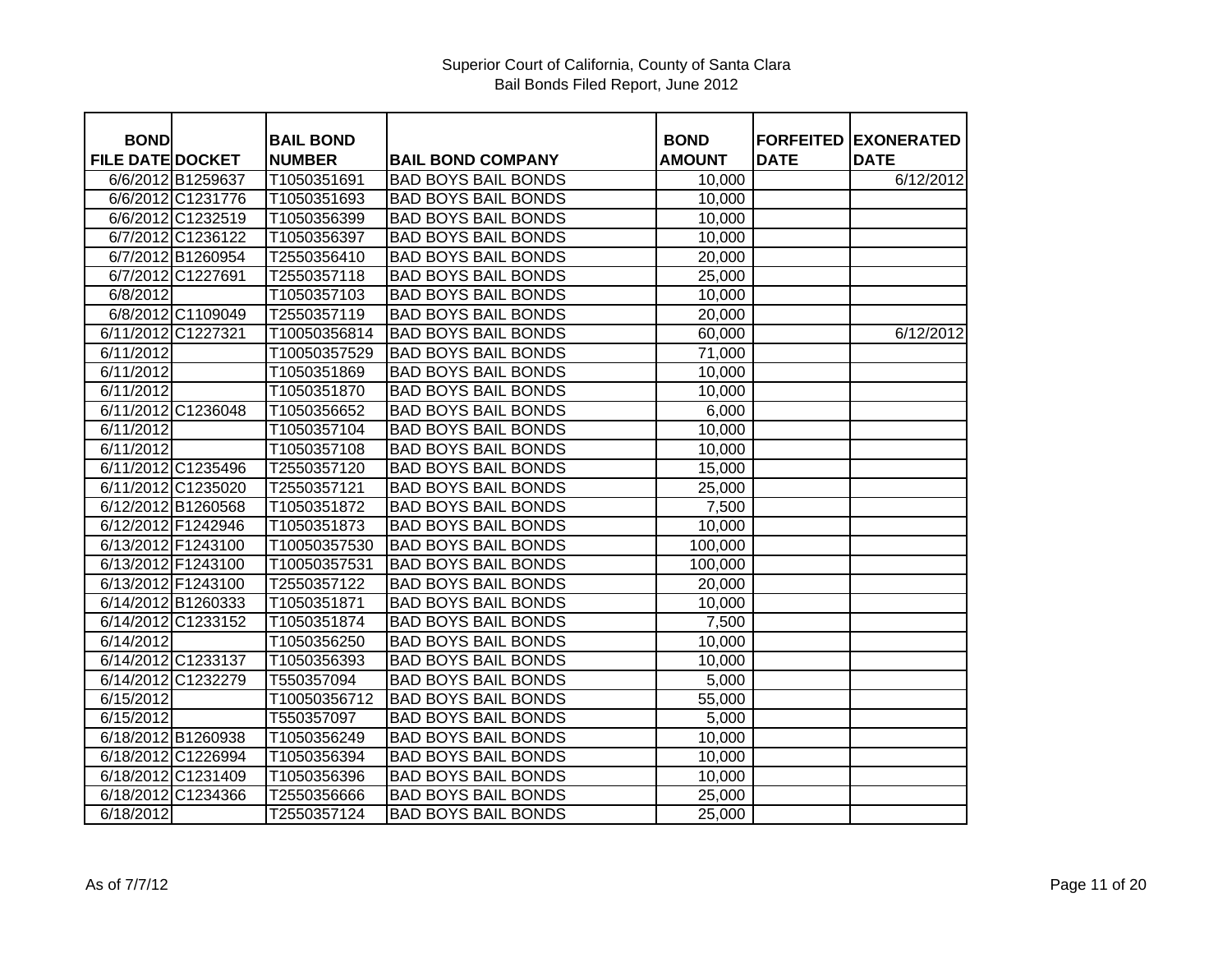Superior Court of California, County of Santa Clara
Bail Bonds Filed Report, June 2012

| BOND FILE DATE | DOCKET | BAIL BOND NUMBER | BAIL BOND COMPANY | BOND AMOUNT | FORFEITED DATE | EXONERATED DATE |
|---|---|---|---|---|---|---|
| 6/6/2012 | B1259637 | T1050351691 | BAD BOYS BAIL BONDS | 10,000 | | 6/12/2012 |
| 6/6/2012 | C1231776 | T1050351693 | BAD BOYS BAIL BONDS | 10,000 | | |
| 6/6/2012 | C1232519 | T1050356399 | BAD BOYS BAIL BONDS | 10,000 | | |
| 6/7/2012 | C1236122 | T1050356397 | BAD BOYS BAIL BONDS | 10,000 | | |
| 6/7/2012 | B1260954 | T2550356410 | BAD BOYS BAIL BONDS | 20,000 | | |
| 6/7/2012 | C1227691 | T2550357118 | BAD BOYS BAIL BONDS | 25,000 | | |
| 6/8/2012 | | T1050357103 | BAD BOYS BAIL BONDS | 10,000 | | |
| 6/8/2012 | C1109049 | T2550357119 | BAD BOYS BAIL BONDS | 20,000 | | |
| 6/11/2012 | C1227321 | T10050356814 | BAD BOYS BAIL BONDS | 60,000 | | 6/12/2012 |
| 6/11/2012 | | T10050357529 | BAD BOYS BAIL BONDS | 71,000 | | |
| 6/11/2012 | | T1050351869 | BAD BOYS BAIL BONDS | 10,000 | | |
| 6/11/2012 | | T1050351870 | BAD BOYS BAIL BONDS | 10,000 | | |
| 6/11/2012 | C1236048 | T1050356652 | BAD BOYS BAIL BONDS | 6,000 | | |
| 6/11/2012 | | T1050357104 | BAD BOYS BAIL BONDS | 10,000 | | |
| 6/11/2012 | | T1050357108 | BAD BOYS BAIL BONDS | 10,000 | | |
| 6/11/2012 | C1235496 | T2550357120 | BAD BOYS BAIL BONDS | 15,000 | | |
| 6/11/2012 | C1235020 | T2550357121 | BAD BOYS BAIL BONDS | 25,000 | | |
| 6/12/2012 | B1260568 | T1050351872 | BAD BOYS BAIL BONDS | 7,500 | | |
| 6/12/2012 | F1242946 | T1050351873 | BAD BOYS BAIL BONDS | 10,000 | | |
| 6/13/2012 | F1243100 | T10050357530 | BAD BOYS BAIL BONDS | 100,000 | | |
| 6/13/2012 | F1243100 | T10050357531 | BAD BOYS BAIL BONDS | 100,000 | | |
| 6/13/2012 | F1243100 | T2550357122 | BAD BOYS BAIL BONDS | 20,000 | | |
| 6/14/2012 | B1260333 | T1050351871 | BAD BOYS BAIL BONDS | 10,000 | | |
| 6/14/2012 | C1233152 | T1050351874 | BAD BOYS BAIL BONDS | 7,500 | | |
| 6/14/2012 | | T1050356250 | BAD BOYS BAIL BONDS | 10,000 | | |
| 6/14/2012 | C1233137 | T1050356393 | BAD BOYS BAIL BONDS | 10,000 | | |
| 6/14/2012 | C1232279 | T550357094 | BAD BOYS BAIL BONDS | 5,000 | | |
| 6/15/2012 | | T10050356712 | BAD BOYS BAIL BONDS | 55,000 | | |
| 6/15/2012 | | T550357097 | BAD BOYS BAIL BONDS | 5,000 | | |
| 6/18/2012 | B1260938 | T1050356249 | BAD BOYS BAIL BONDS | 10,000 | | |
| 6/18/2012 | C1226994 | T1050356394 | BAD BOYS BAIL BONDS | 10,000 | | |
| 6/18/2012 | C1231409 | T1050356396 | BAD BOYS BAIL BONDS | 10,000 | | |
| 6/18/2012 | C1234366 | T2550356666 | BAD BOYS BAIL BONDS | 25,000 | | |
| 6/18/2012 | | T2550357124 | BAD BOYS BAIL BONDS | 25,000 | | |

As of 7/7/12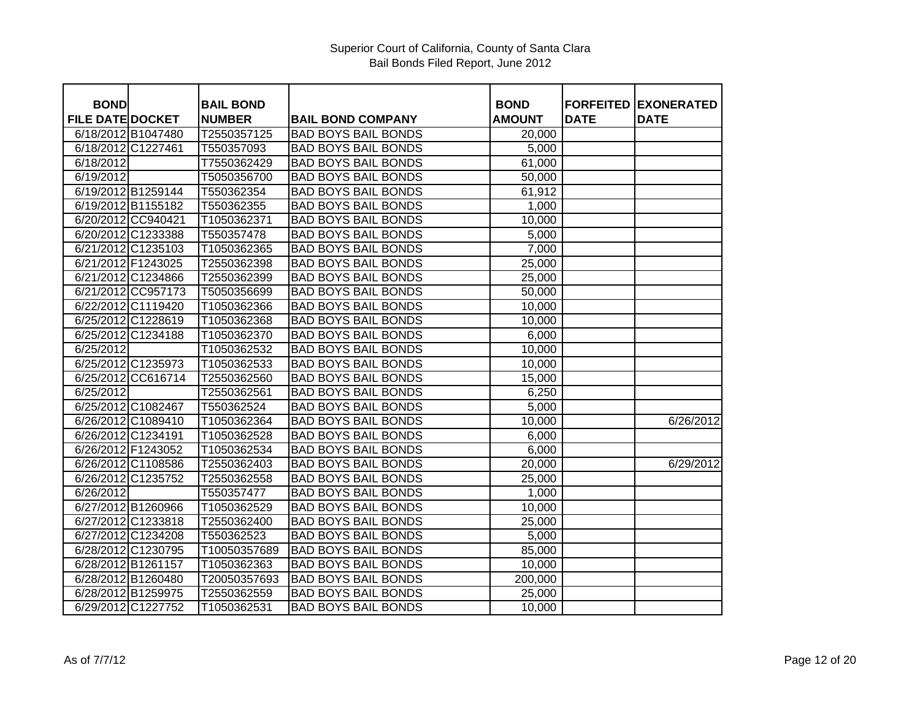Superior Court of California, County of Santa Clara
Bail Bonds Filed Report, June 2012

| BOND FILE DATE | DOCKET | BAIL BOND NUMBER | BAIL BOND COMPANY | BOND AMOUNT | FORFEITED DATE | EXONERATED DATE |
|---|---|---|---|---|---|---|
| 6/18/2012 | B1047480 | T2550357125 | BAD BOYS BAIL BONDS | 20,000 | | |
| 6/18/2012 | C1227461 | T550357093 | BAD BOYS BAIL BONDS | 5,000 | | |
| 6/18/2012 | | T7550362429 | BAD BOYS BAIL BONDS | 61,000 | | |
| 6/19/2012 | | T5050356700 | BAD BOYS BAIL BONDS | 50,000 | | |
| 6/19/2012 | B1259144 | T550362354 | BAD BOYS BAIL BONDS | 61,912 | | |
| 6/19/2012 | B1155182 | T550362355 | BAD BOYS BAIL BONDS | 1,000 | | |
| 6/20/2012 | CC940421 | T1050362371 | BAD BOYS BAIL BONDS | 10,000 | | |
| 6/20/2012 | C1233388 | T550357478 | BAD BOYS BAIL BONDS | 5,000 | | |
| 6/21/2012 | C1235103 | T1050362365 | BAD BOYS BAIL BONDS | 7,000 | | |
| 6/21/2012 | F1243025 | T2550362398 | BAD BOYS BAIL BONDS | 25,000 | | |
| 6/21/2012 | C1234866 | T2550362399 | BAD BOYS BAIL BONDS | 25,000 | | |
| 6/21/2012 | CC957173 | T5050356699 | BAD BOYS BAIL BONDS | 50,000 | | |
| 6/22/2012 | C1119420 | T1050362366 | BAD BOYS BAIL BONDS | 10,000 | | |
| 6/25/2012 | C1228619 | T1050362368 | BAD BOYS BAIL BONDS | 10,000 | | |
| 6/25/2012 | C1234188 | T1050362370 | BAD BOYS BAIL BONDS | 6,000 | | |
| 6/25/2012 | | T1050362532 | BAD BOYS BAIL BONDS | 10,000 | | |
| 6/25/2012 | C1235973 | T1050362533 | BAD BOYS BAIL BONDS | 10,000 | | |
| 6/25/2012 | CC616714 | T2550362560 | BAD BOYS BAIL BONDS | 15,000 | | |
| 6/25/2012 | | T2550362561 | BAD BOYS BAIL BONDS | 6,250 | | |
| 6/25/2012 | C1082467 | T550362524 | BAD BOYS BAIL BONDS | 5,000 | | |
| 6/26/2012 | C1089410 | T1050362364 | BAD BOYS BAIL BONDS | 10,000 | | 6/26/2012 |
| 6/26/2012 | C1234191 | T1050362528 | BAD BOYS BAIL BONDS | 6,000 | | |
| 6/26/2012 | F1243052 | T1050362534 | BAD BOYS BAIL BONDS | 6,000 | | |
| 6/26/2012 | C1108586 | T2550362403 | BAD BOYS BAIL BONDS | 20,000 | | 6/29/2012 |
| 6/26/2012 | C1235752 | T2550362558 | BAD BOYS BAIL BONDS | 25,000 | | |
| 6/26/2012 | | T550357477 | BAD BOYS BAIL BONDS | 1,000 | | |
| 6/27/2012 | B1260966 | T1050362529 | BAD BOYS BAIL BONDS | 10,000 | | |
| 6/27/2012 | C1233818 | T2550362400 | BAD BOYS BAIL BONDS | 25,000 | | |
| 6/27/2012 | C1234208 | T550362523 | BAD BOYS BAIL BONDS | 5,000 | | |
| 6/28/2012 | C1230795 | T10050357689 | BAD BOYS BAIL BONDS | 85,000 | | |
| 6/28/2012 | B1261157 | T1050362363 | BAD BOYS BAIL BONDS | 10,000 | | |
| 6/28/2012 | B1260480 | T20050357693 | BAD BOYS BAIL BONDS | 200,000 | | |
| 6/28/2012 | B1259975 | T2550362559 | BAD BOYS BAIL BONDS | 25,000 | | |
| 6/29/2012 | C1227752 | T1050362531 | BAD BOYS BAIL BONDS | 10,000 | | |

As of 7/7/12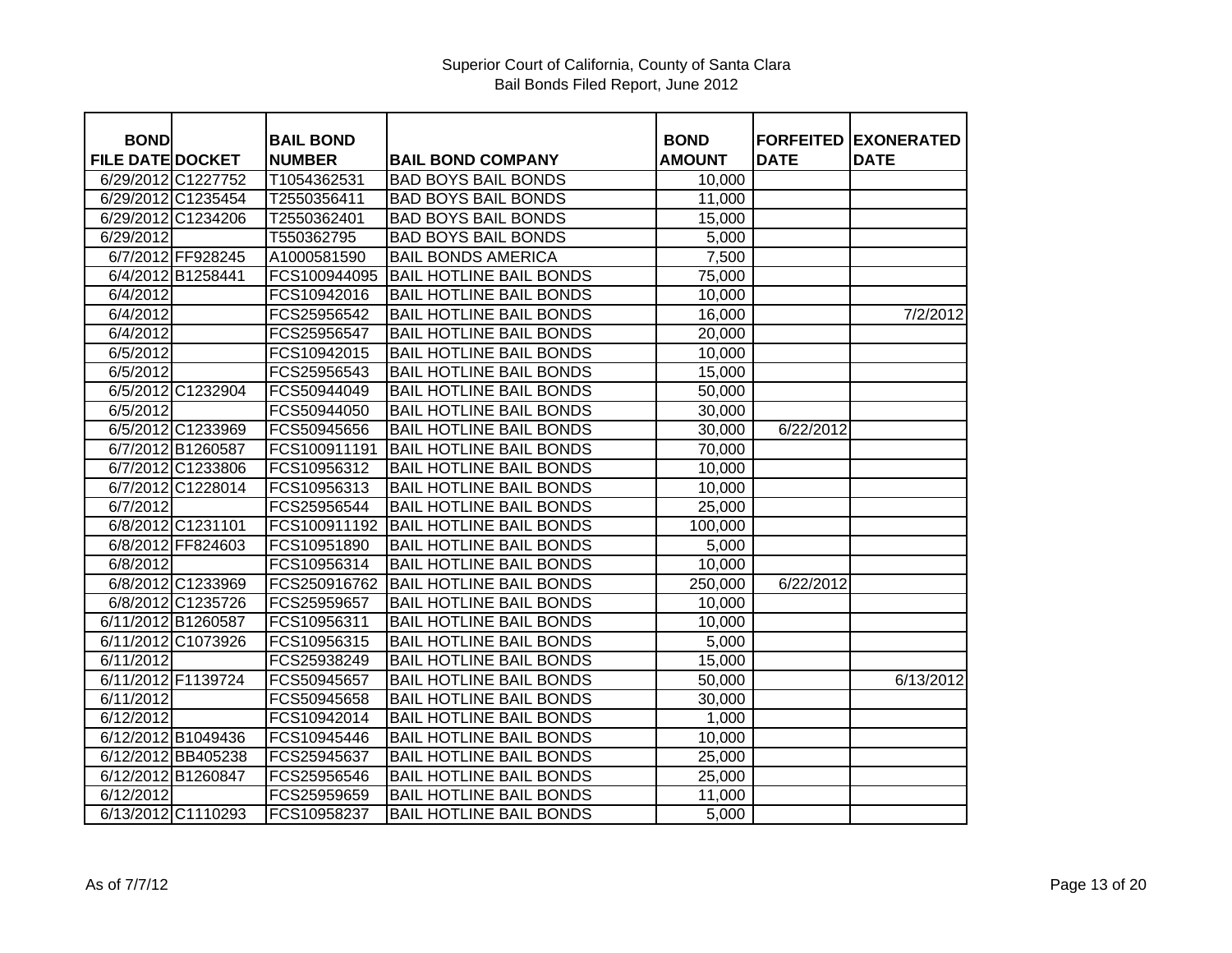Superior Court of California, County of Santa Clara
Bail Bonds Filed Report, June 2012

| BOND FILE DATE | DOCKET | BAIL BOND NUMBER | BAIL BOND COMPANY | BOND AMOUNT | FORFEITED DATE | EXONERATED DATE |
|---|---|---|---|---|---|---|
| 6/29/2012 | C1227752 | T1054362531 | BAD BOYS BAIL BONDS | 10,000 | | |
| 6/29/2012 | C1235454 | T2550356411 | BAD BOYS BAIL BONDS | 11,000 | | |
| 6/29/2012 | C1234206 | T2550362401 | BAD BOYS BAIL BONDS | 15,000 | | |
| 6/29/2012 | | T550362795 | BAD BOYS BAIL BONDS | 5,000 | | |
| 6/7/2012 | FF928245 | A1000581590 | BAIL BONDS AMERICA | 7,500 | | |
| 6/4/2012 | B1258441 | FCS100944095 | BAIL HOTLINE BAIL BONDS | 75,000 | | |
| 6/4/2012 | | FCS10942016 | BAIL HOTLINE BAIL BONDS | 10,000 | | |
| 6/4/2012 | | FCS25956542 | BAIL HOTLINE BAIL BONDS | 16,000 | | 7/2/2012 |
| 6/4/2012 | | FCS25956547 | BAIL HOTLINE BAIL BONDS | 20,000 | | |
| 6/5/2012 | | FCS10942015 | BAIL HOTLINE BAIL BONDS | 10,000 | | |
| 6/5/2012 | | FCS25956543 | BAIL HOTLINE BAIL BONDS | 15,000 | | |
| 6/5/2012 | C1232904 | FCS50944049 | BAIL HOTLINE BAIL BONDS | 50,000 | | |
| 6/5/2012 | | FCS50944050 | BAIL HOTLINE BAIL BONDS | 30,000 | | |
| 6/5/2012 | C1233969 | FCS50945656 | BAIL HOTLINE BAIL BONDS | 30,000 | 6/22/2012 | |
| 6/7/2012 | B1260587 | FCS100911191 | BAIL HOTLINE BAIL BONDS | 70,000 | | |
| 6/7/2012 | C1233806 | FCS10956312 | BAIL HOTLINE BAIL BONDS | 10,000 | | |
| 6/7/2012 | C1228014 | FCS10956313 | BAIL HOTLINE BAIL BONDS | 10,000 | | |
| 6/7/2012 | | FCS25956544 | BAIL HOTLINE BAIL BONDS | 25,000 | | |
| 6/8/2012 | C1231101 | FCS100911192 | BAIL HOTLINE BAIL BONDS | 100,000 | | |
| 6/8/2012 | FF824603 | FCS10951890 | BAIL HOTLINE BAIL BONDS | 5,000 | | |
| 6/8/2012 | | FCS10956314 | BAIL HOTLINE BAIL BONDS | 10,000 | | |
| 6/8/2012 | C1233969 | FCS250916762 | BAIL HOTLINE BAIL BONDS | 250,000 | 6/22/2012 | |
| 6/8/2012 | C1235726 | FCS25959657 | BAIL HOTLINE BAIL BONDS | 10,000 | | |
| 6/11/2012 | B1260587 | FCS10956311 | BAIL HOTLINE BAIL BONDS | 10,000 | | |
| 6/11/2012 | C1073926 | FCS10956315 | BAIL HOTLINE BAIL BONDS | 5,000 | | |
| 6/11/2012 | | FCS25938249 | BAIL HOTLINE BAIL BONDS | 15,000 | | |
| 6/11/2012 | F1139724 | FCS50945657 | BAIL HOTLINE BAIL BONDS | 50,000 | | 6/13/2012 |
| 6/11/2012 | | FCS50945658 | BAIL HOTLINE BAIL BONDS | 30,000 | | |
| 6/12/2012 | | FCS10942014 | BAIL HOTLINE BAIL BONDS | 1,000 | | |
| 6/12/2012 | B1049436 | FCS10945446 | BAIL HOTLINE BAIL BONDS | 10,000 | | |
| 6/12/2012 | BB405238 | FCS25945637 | BAIL HOTLINE BAIL BONDS | 25,000 | | |
| 6/12/2012 | B1260847 | FCS25956546 | BAIL HOTLINE BAIL BONDS | 25,000 | | |
| 6/12/2012 | | FCS25959659 | BAIL HOTLINE BAIL BONDS | 11,000 | | |
| 6/13/2012 | C1110293 | FCS10958237 | BAIL HOTLINE BAIL BONDS | 5,000 | | |

As of 7/7/12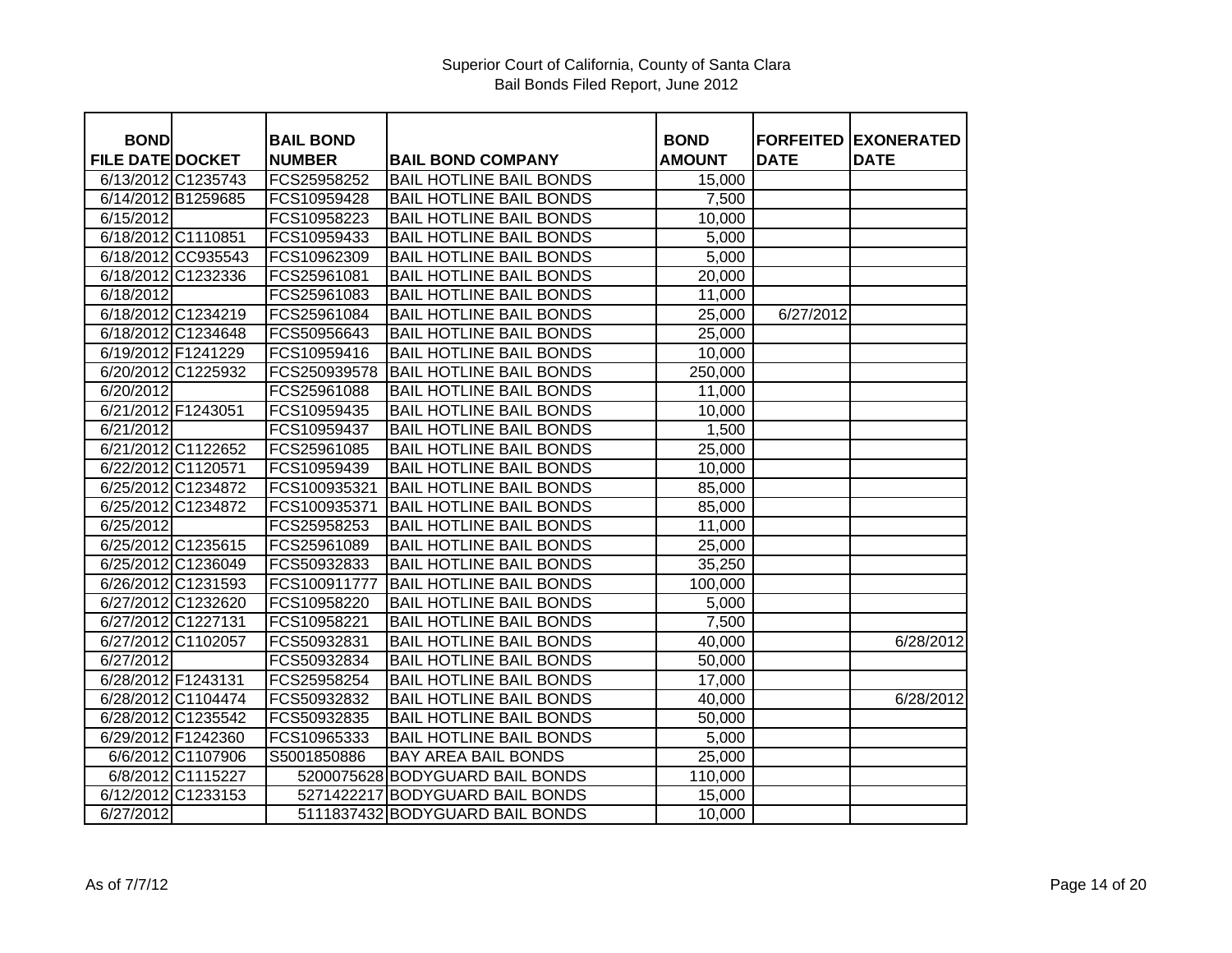Superior Court of California, County of Santa Clara
Bail Bonds Filed Report, June 2012

| BOND FILE DATE | DOCKET | BAIL BOND NUMBER | BAIL BOND COMPANY | BOND AMOUNT | FORFEITED DATE | EXONERATED DATE |
|---|---|---|---|---|---|---|
| 6/13/2012 | C1235743 | FCS25958252 | BAIL HOTLINE BAIL BONDS | 15,000 | | |
| 6/14/2012 | B1259685 | FCS10959428 | BAIL HOTLINE BAIL BONDS | 7,500 | | |
| 6/15/2012 | | FCS10958223 | BAIL HOTLINE BAIL BONDS | 10,000 | | |
| 6/18/2012 | C1110851 | FCS10959433 | BAIL HOTLINE BAIL BONDS | 5,000 | | |
| 6/18/2012 | CC935543 | FCS10962309 | BAIL HOTLINE BAIL BONDS | 5,000 | | |
| 6/18/2012 | C1232336 | FCS25961081 | BAIL HOTLINE BAIL BONDS | 20,000 | | |
| 6/18/2012 | | FCS25961083 | BAIL HOTLINE BAIL BONDS | 11,000 | | |
| 6/18/2012 | C1234219 | FCS25961084 | BAIL HOTLINE BAIL BONDS | 25,000 | 6/27/2012 | |
| 6/18/2012 | C1234648 | FCS50956643 | BAIL HOTLINE BAIL BONDS | 25,000 | | |
| 6/19/2012 | F1241229 | FCS10959416 | BAIL HOTLINE BAIL BONDS | 10,000 | | |
| 6/20/2012 | C1225932 | FCS250939578 | BAIL HOTLINE BAIL BONDS | 250,000 | | |
| 6/20/2012 | | FCS25961088 | BAIL HOTLINE BAIL BONDS | 11,000 | | |
| 6/21/2012 | F1243051 | FCS10959435 | BAIL HOTLINE BAIL BONDS | 10,000 | | |
| 6/21/2012 | | FCS10959437 | BAIL HOTLINE BAIL BONDS | 1,500 | | |
| 6/21/2012 | C1122652 | FCS25961085 | BAIL HOTLINE BAIL BONDS | 25,000 | | |
| 6/22/2012 | C1120571 | FCS10959439 | BAIL HOTLINE BAIL BONDS | 10,000 | | |
| 6/25/2012 | C1234872 | FCS100935321 | BAIL HOTLINE BAIL BONDS | 85,000 | | |
| 6/25/2012 | C1234872 | FCS100935371 | BAIL HOTLINE BAIL BONDS | 85,000 | | |
| 6/25/2012 | | FCS25958253 | BAIL HOTLINE BAIL BONDS | 11,000 | | |
| 6/25/2012 | C1235615 | FCS25961089 | BAIL HOTLINE BAIL BONDS | 25,000 | | |
| 6/25/2012 | C1236049 | FCS50932833 | BAIL HOTLINE BAIL BONDS | 35,250 | | |
| 6/26/2012 | C1231593 | FCS100911777 | BAIL HOTLINE BAIL BONDS | 100,000 | | |
| 6/27/2012 | C1232620 | FCS10958220 | BAIL HOTLINE BAIL BONDS | 5,000 | | |
| 6/27/2012 | C1227131 | FCS10958221 | BAIL HOTLINE BAIL BONDS | 7,500 | | |
| 6/27/2012 | C1102057 | FCS50932831 | BAIL HOTLINE BAIL BONDS | 40,000 | | 6/28/2012 |
| 6/27/2012 | | FCS50932834 | BAIL HOTLINE BAIL BONDS | 50,000 | | |
| 6/28/2012 | F1243131 | FCS25958254 | BAIL HOTLINE BAIL BONDS | 17,000 | | |
| 6/28/2012 | C1104474 | FCS50932832 | BAIL HOTLINE BAIL BONDS | 40,000 | | 6/28/2012 |
| 6/28/2012 | C1235542 | FCS50932835 | BAIL HOTLINE BAIL BONDS | 50,000 | | |
| 6/29/2012 | F1242360 | FCS10965333 | BAIL HOTLINE BAIL BONDS | 5,000 | | |
| 6/6/2012 | C1107906 | S5001850886 | BAY AREA BAIL BONDS | 25,000 | | |
| 6/8/2012 | C1115227 | 5200075628 | BODYGUARD BAIL BONDS | 110,000 | | |
| 6/12/2012 | C1233153 | 5271422217 | BODYGUARD BAIL BONDS | 15,000 | | |
| 6/27/2012 | | 5111837432 | BODYGUARD BAIL BONDS | 10,000 | | |

As of 7/7/12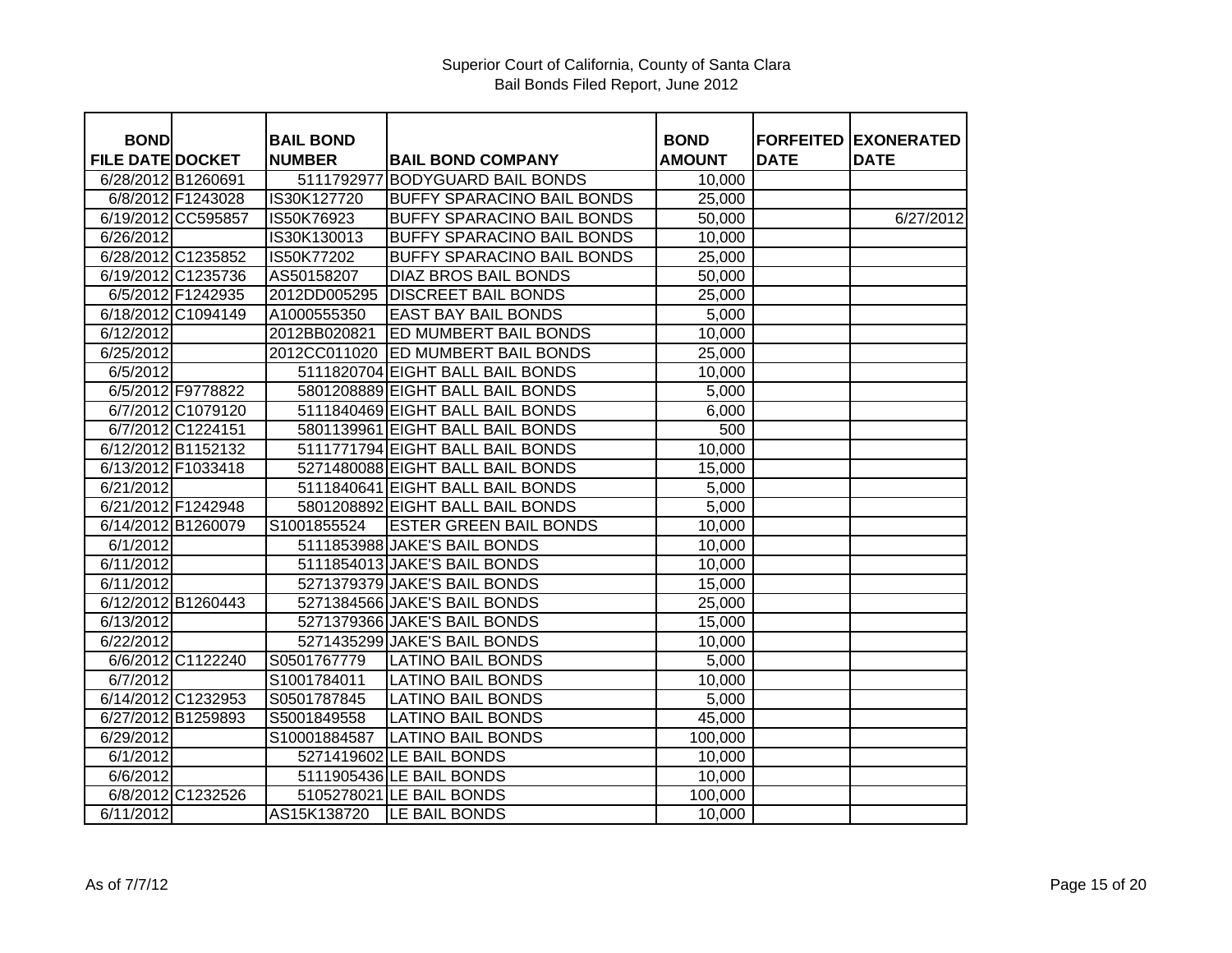Superior Court of California, County of Santa Clara
Bail Bonds Filed Report, June 2012

| BOND FILE DATE | DOCKET | BAIL BOND NUMBER | BAIL BOND COMPANY | BOND AMOUNT | FORFEITED DATE | EXONERATED DATE |
|---|---|---|---|---|---|---|
| 6/28/2012 | B1260691 | 5111792977 | BODYGUARD BAIL BONDS | 10,000 | | |
| 6/8/2012 | F1243028 | IS30K127720 | BUFFY SPARACINO BAIL BONDS | 25,000 | | |
| 6/19/2012 | CC595857 | IS50K76923 | BUFFY SPARACINO BAIL BONDS | 50,000 | | 6/27/2012 |
| 6/26/2012 | | IS30K130013 | BUFFY SPARACINO BAIL BONDS | 10,000 | | |
| 6/28/2012 | C1235852 | IS50K77202 | BUFFY SPARACINO BAIL BONDS | 25,000 | | |
| 6/19/2012 | C1235736 | AS50158207 | DIAZ BROS BAIL BONDS | 50,000 | | |
| 6/5/2012 | F1242935 | 2012DD005295 | DISCREET BAIL BONDS | 25,000 | | |
| 6/18/2012 | C1094149 | A1000555350 | EAST BAY BAIL BONDS | 5,000 | | |
| 6/12/2012 | | 2012BB020821 | ED MUMBERT BAIL BONDS | 10,000 | | |
| 6/25/2012 | | 2012CC011020 | ED MUMBERT BAIL BONDS | 25,000 | | |
| 6/5/2012 | | 5111820704 | EIGHT BALL BAIL BONDS | 10,000 | | |
| 6/5/2012 | F9778822 | 5801208889 | EIGHT BALL BAIL BONDS | 5,000 | | |
| 6/7/2012 | C1079120 | 5111840469 | EIGHT BALL BAIL BONDS | 6,000 | | |
| 6/7/2012 | C1224151 | 5801139961 | EIGHT BALL BAIL BONDS | 500 | | |
| 6/12/2012 | B1152132 | 5111771794 | EIGHT BALL BAIL BONDS | 10,000 | | |
| 6/13/2012 | F1033418 | 5271480088 | EIGHT BALL BAIL BONDS | 15,000 | | |
| 6/21/2012 | | 5111840641 | EIGHT BALL BAIL BONDS | 5,000 | | |
| 6/21/2012 | F1242948 | 5801208892 | EIGHT BALL BAIL BONDS | 5,000 | | |
| 6/14/2012 | B1260079 | S1001855524 | ESTER GREEN BAIL BONDS | 10,000 | | |
| 6/1/2012 | | 5111853988 | JAKE'S BAIL BONDS | 10,000 | | |
| 6/11/2012 | | 5111854013 | JAKE'S BAIL BONDS | 10,000 | | |
| 6/11/2012 | | 5271379379 | JAKE'S BAIL BONDS | 15,000 | | |
| 6/12/2012 | B1260443 | 5271384566 | JAKE'S BAIL BONDS | 25,000 | | |
| 6/13/2012 | | 5271379366 | JAKE'S BAIL BONDS | 15,000 | | |
| 6/22/2012 | | 5271435299 | JAKE'S BAIL BONDS | 10,000 | | |
| 6/6/2012 | C1122240 | S0501767779 | LATINO BAIL BONDS | 5,000 | | |
| 6/7/2012 | | S1001784011 | LATINO BAIL BONDS | 10,000 | | |
| 6/14/2012 | C1232953 | S0501787845 | LATINO BAIL BONDS | 5,000 | | |
| 6/27/2012 | B1259893 | S5001849558 | LATINO BAIL BONDS | 45,000 | | |
| 6/29/2012 | | S10001884587 | LATINO BAIL BONDS | 100,000 | | |
| 6/1/2012 | | 5271419602 | LE BAIL BONDS | 10,000 | | |
| 6/6/2012 | | 5111905436 | LE BAIL BONDS | 10,000 | | |
| 6/8/2012 | C1232526 | 5105278021 | LE BAIL BONDS | 100,000 | | |
| 6/11/2012 | | AS15K138720 | LE BAIL BONDS | 10,000 | | |

As of 7/7/12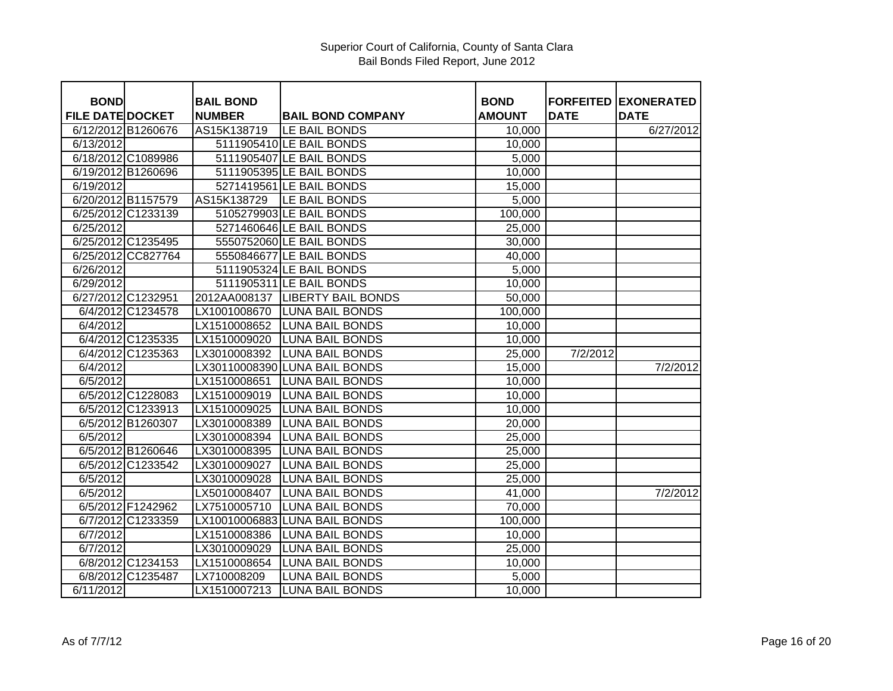Superior Court of California, County of Santa Clara
Bail Bonds Filed Report, June 2012

| BOND FILE DATE | DOCKET | BAIL BOND NUMBER | BAIL BOND COMPANY | BOND AMOUNT | FORFEITED DATE | EXONERATED DATE |
|---|---|---|---|---|---|---|
| 6/12/2012 | B1260676 | AS15K138719 | LE BAIL BONDS | 10,000 | | 6/27/2012 |
| 6/13/2012 | | 5111905410 | LE BAIL BONDS | 10,000 | | |
| 6/18/2012 | C1089986 | 5111905407 | LE BAIL BONDS | 5,000 | | |
| 6/19/2012 | B1260696 | 5111905395 | LE BAIL BONDS | 10,000 | | |
| 6/19/2012 | | 5271419561 | LE BAIL BONDS | 15,000 | | |
| 6/20/2012 | B1157579 | AS15K138729 | LE BAIL BONDS | 5,000 | | |
| 6/25/2012 | C1233139 | 5105279903 | LE BAIL BONDS | 100,000 | | |
| 6/25/2012 | | 5271460646 | LE BAIL BONDS | 25,000 | | |
| 6/25/2012 | C1235495 | 5550752060 | LE BAIL BONDS | 30,000 | | |
| 6/25/2012 | CC827764 | 5550846677 | LE BAIL BONDS | 40,000 | | |
| 6/26/2012 | | 5111905324 | LE BAIL BONDS | 5,000 | | |
| 6/29/2012 | | 5111905311 | LE BAIL BONDS | 10,000 | | |
| 6/27/2012 | C1232951 | 2012AA008137 | LIBERTY BAIL BONDS | 50,000 | | |
| 6/4/2012 | C1234578 | LX1001008670 | LUNA BAIL BONDS | 100,000 | | |
| 6/4/2012 | | LX1510008652 | LUNA BAIL BONDS | 10,000 | | |
| 6/4/2012 | C1235335 | LX1510009020 | LUNA BAIL BONDS | 10,000 | | |
| 6/4/2012 | C1235363 | LX3010008392 | LUNA BAIL BONDS | 25,000 | 7/2/2012 | |
| 6/4/2012 | | LX30110008390 | LUNA BAIL BONDS | 15,000 | | 7/2/2012 |
| 6/5/2012 | | LX1510008651 | LUNA BAIL BONDS | 10,000 | | |
| 6/5/2012 | C1228083 | LX1510009019 | LUNA BAIL BONDS | 10,000 | | |
| 6/5/2012 | C1233913 | LX1510009025 | LUNA BAIL BONDS | 10,000 | | |
| 6/5/2012 | B1260307 | LX3010008389 | LUNA BAIL BONDS | 20,000 | | |
| 6/5/2012 | | LX3010008394 | LUNA BAIL BONDS | 25,000 | | |
| 6/5/2012 | B1260646 | LX3010008395 | LUNA BAIL BONDS | 25,000 | | |
| 6/5/2012 | C1233542 | LX3010009027 | LUNA BAIL BONDS | 25,000 | | |
| 6/5/2012 | | LX3010009028 | LUNA BAIL BONDS | 25,000 | | |
| 6/5/2012 | | LX5010008407 | LUNA BAIL BONDS | 41,000 | | 7/2/2012 |
| 6/5/2012 | F1242962 | LX7510005710 | LUNA BAIL BONDS | 70,000 | | |
| 6/7/2012 | C1233359 | LX10010006883 | LUNA BAIL BONDS | 100,000 | | |
| 6/7/2012 | | LX1510008386 | LUNA BAIL BONDS | 10,000 | | |
| 6/7/2012 | | LX3010009029 | LUNA BAIL BONDS | 25,000 | | |
| 6/8/2012 | C1234153 | LX1510008654 | LUNA BAIL BONDS | 10,000 | | |
| 6/8/2012 | C1235487 | LX710008209 | LUNA BAIL BONDS | 5,000 | | |
| 6/11/2012 | | LX1510007213 | LUNA BAIL BONDS | 10,000 | | |

As of 7/7/12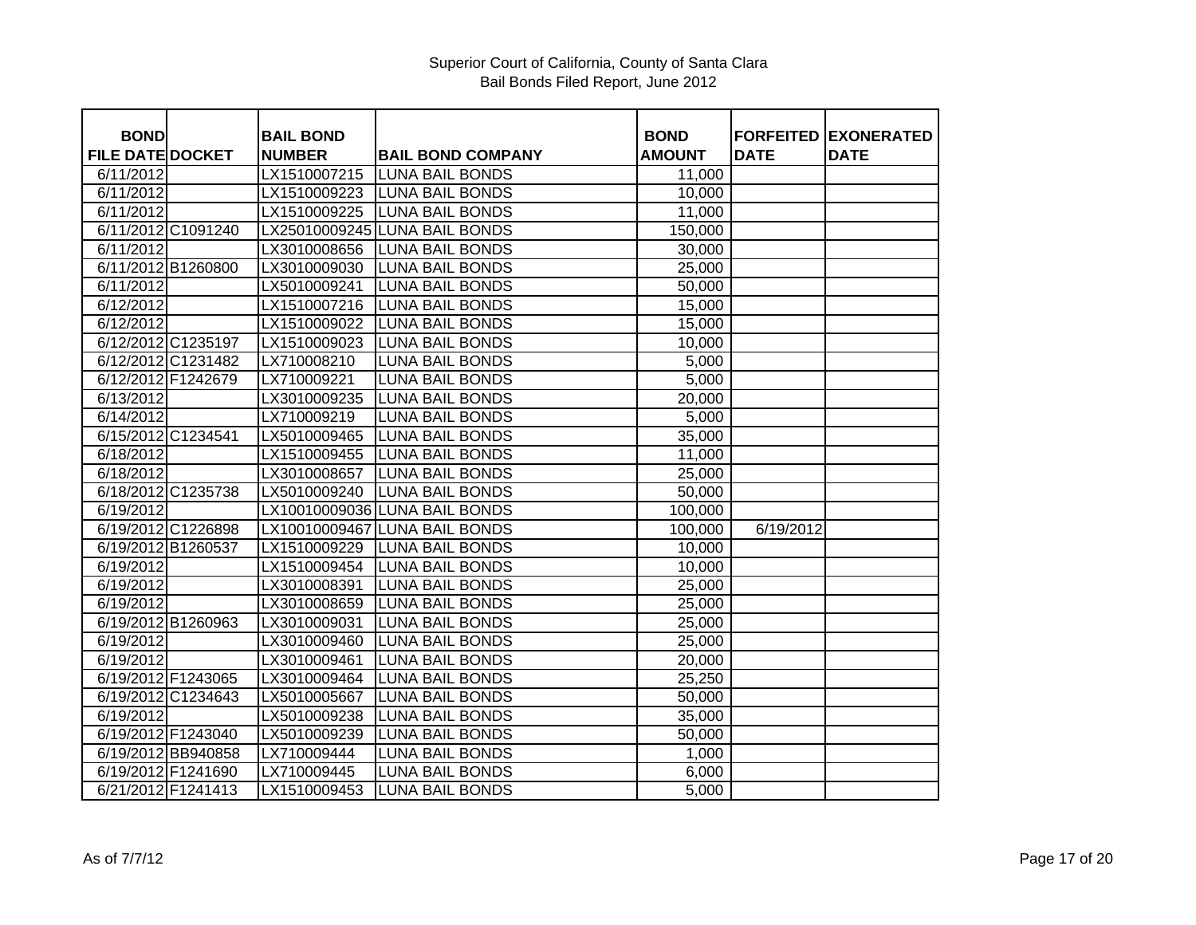Superior Court of California, County of Santa Clara
Bail Bonds Filed Report, June 2012

| BOND FILE DATE | DOCKET | BAIL BOND NUMBER | BAIL BOND COMPANY | BOND AMOUNT | FORFEITED DATE | EXONERATED DATE |
|---|---|---|---|---|---|---|
| 6/11/2012 | | LX1510007215 | LUNA BAIL BONDS | 11,000 | | |
| 6/11/2012 | | LX1510009223 | LUNA BAIL BONDS | 10,000 | | |
| 6/11/2012 | | LX1510009225 | LUNA BAIL BONDS | 11,000 | | |
| 6/11/2012 | C1091240 | LX25010009245 | LUNA BAIL BONDS | 150,000 | | |
| 6/11/2012 | | LX3010008656 | LUNA BAIL BONDS | 30,000 | | |
| 6/11/2012 | B1260800 | LX3010009030 | LUNA BAIL BONDS | 25,000 | | |
| 6/11/2012 | | LX5010009241 | LUNA BAIL BONDS | 50,000 | | |
| 6/12/2012 | | LX1510007216 | LUNA BAIL BONDS | 15,000 | | |
| 6/12/2012 | | LX1510009022 | LUNA BAIL BONDS | 15,000 | | |
| 6/12/2012 | C1235197 | LX1510009023 | LUNA BAIL BONDS | 10,000 | | |
| 6/12/2012 | C1231482 | LX710008210 | LUNA BAIL BONDS | 5,000 | | |
| 6/12/2012 | F1242679 | LX710009221 | LUNA BAIL BONDS | 5,000 | | |
| 6/13/2012 | | LX3010009235 | LUNA BAIL BONDS | 20,000 | | |
| 6/14/2012 | | LX710009219 | LUNA BAIL BONDS | 5,000 | | |
| 6/15/2012 | C1234541 | LX5010009465 | LUNA BAIL BONDS | 35,000 | | |
| 6/18/2012 | | LX1510009455 | LUNA BAIL BONDS | 11,000 | | |
| 6/18/2012 | | LX3010008657 | LUNA BAIL BONDS | 25,000 | | |
| 6/18/2012 | C1235738 | LX5010009240 | LUNA BAIL BONDS | 50,000 | | |
| 6/19/2012 | | LX10010009036 | LUNA BAIL BONDS | 100,000 | | |
| 6/19/2012 | C1226898 | LX10010009467 | LUNA BAIL BONDS | 100,000 | 6/19/2012 | |
| 6/19/2012 | B1260537 | LX1510009229 | LUNA BAIL BONDS | 10,000 | | |
| 6/19/2012 | | LX1510009454 | LUNA BAIL BONDS | 10,000 | | |
| 6/19/2012 | | LX3010008391 | LUNA BAIL BONDS | 25,000 | | |
| 6/19/2012 | | LX3010008659 | LUNA BAIL BONDS | 25,000 | | |
| 6/19/2012 | B1260963 | LX3010009031 | LUNA BAIL BONDS | 25,000 | | |
| 6/19/2012 | | LX3010009460 | LUNA BAIL BONDS | 25,000 | | |
| 6/19/2012 | | LX3010009461 | LUNA BAIL BONDS | 20,000 | | |
| 6/19/2012 | F1243065 | LX3010009464 | LUNA BAIL BONDS | 25,250 | | |
| 6/19/2012 | C1234643 | LX5010005667 | LUNA BAIL BONDS | 50,000 | | |
| 6/19/2012 | | LX5010009238 | LUNA BAIL BONDS | 35,000 | | |
| 6/19/2012 | F1243040 | LX5010009239 | LUNA BAIL BONDS | 50,000 | | |
| 6/19/2012 | BB940858 | LX710009444 | LUNA BAIL BONDS | 1,000 | | |
| 6/19/2012 | F1241690 | LX710009445 | LUNA BAIL BONDS | 6,000 | | |
| 6/21/2012 | F1241413 | LX1510009453 | LUNA BAIL BONDS | 5,000 | | |

As of 7/7/12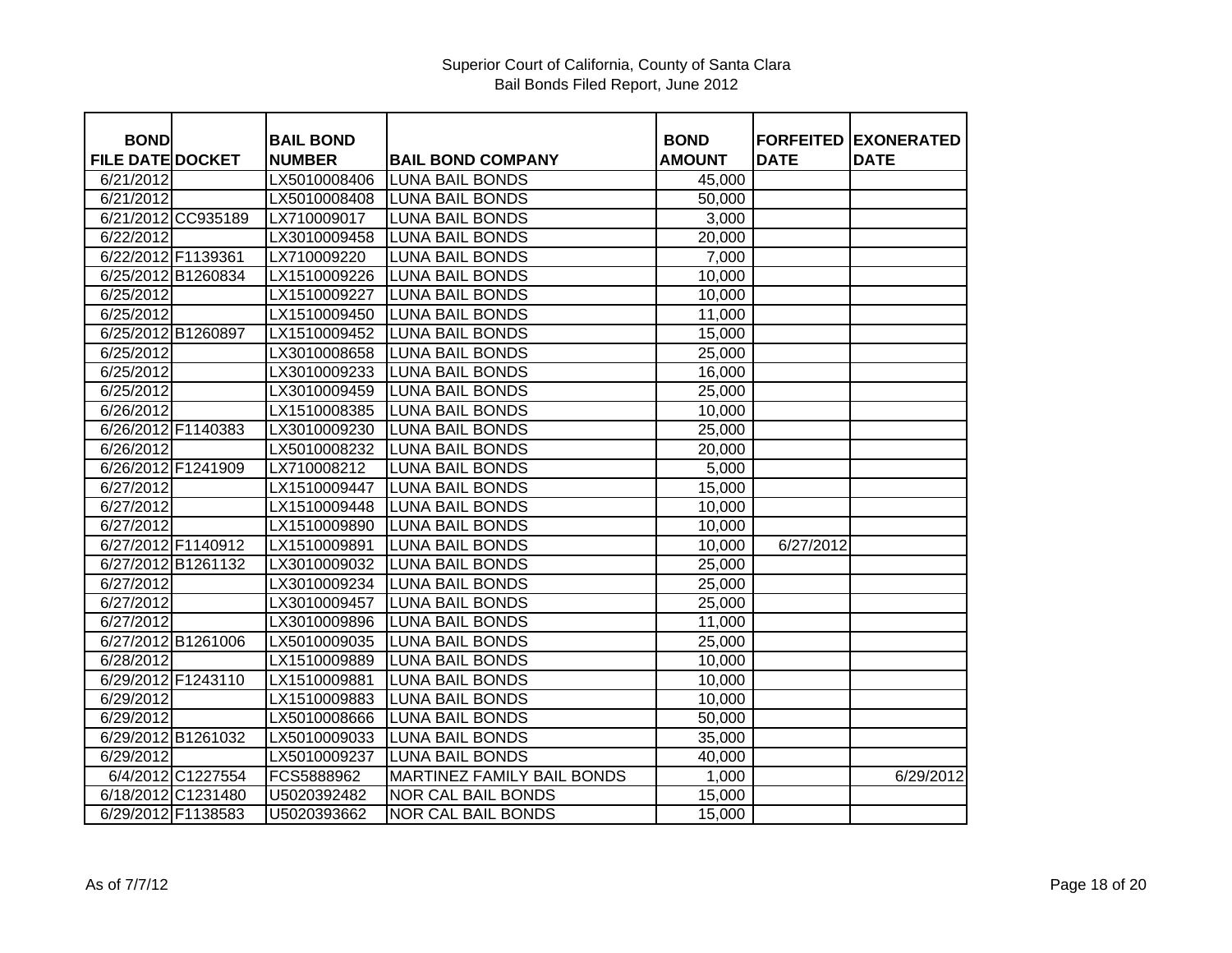Superior Court of California, County of Santa Clara
Bail Bonds Filed Report, June 2012

| BOND FILE DATE | DOCKET | BAIL BOND NUMBER | BAIL BOND COMPANY | BOND AMOUNT | FORFEITED DATE | EXONERATED DATE |
|---|---|---|---|---|---|---|
| 6/21/2012 | | LX5010008406 | LUNA BAIL BONDS | 45,000 | | |
| 6/21/2012 | | LX5010008408 | LUNA BAIL BONDS | 50,000 | | |
| 6/21/2012 | CC935189 | LX710009017 | LUNA BAIL BONDS | 3,000 | | |
| 6/22/2012 | | LX3010009458 | LUNA BAIL BONDS | 20,000 | | |
| 6/22/2012 | F1139361 | LX710009220 | LUNA BAIL BONDS | 7,000 | | |
| 6/25/2012 | B1260834 | LX1510009226 | LUNA BAIL BONDS | 10,000 | | |
| 6/25/2012 | | LX1510009227 | LUNA BAIL BONDS | 10,000 | | |
| 6/25/2012 | | LX1510009450 | LUNA BAIL BONDS | 11,000 | | |
| 6/25/2012 | B1260897 | LX1510009452 | LUNA BAIL BONDS | 15,000 | | |
| 6/25/2012 | | LX3010008658 | LUNA BAIL BONDS | 25,000 | | |
| 6/25/2012 | | LX3010009233 | LUNA BAIL BONDS | 16,000 | | |
| 6/25/2012 | | LX3010009459 | LUNA BAIL BONDS | 25,000 | | |
| 6/26/2012 | | LX1510008385 | LUNA BAIL BONDS | 10,000 | | |
| 6/26/2012 | F1140383 | LX3010009230 | LUNA BAIL BONDS | 25,000 | | |
| 6/26/2012 | | LX5010008232 | LUNA BAIL BONDS | 20,000 | | |
| 6/26/2012 | F1241909 | LX710008212 | LUNA BAIL BONDS | 5,000 | | |
| 6/27/2012 | | LX1510009447 | LUNA BAIL BONDS | 15,000 | | |
| 6/27/2012 | | LX1510009448 | LUNA BAIL BONDS | 10,000 | | |
| 6/27/2012 | | LX1510009890 | LUNA BAIL BONDS | 10,000 | | |
| 6/27/2012 | F1140912 | LX1510009891 | LUNA BAIL BONDS | 10,000 | 6/27/2012 | |
| 6/27/2012 | B1261132 | LX3010009032 | LUNA BAIL BONDS | 25,000 | | |
| 6/27/2012 | | LX3010009234 | LUNA BAIL BONDS | 25,000 | | |
| 6/27/2012 | | LX3010009457 | LUNA BAIL BONDS | 25,000 | | |
| 6/27/2012 | | LX3010009896 | LUNA BAIL BONDS | 11,000 | | |
| 6/27/2012 | B1261006 | LX5010009035 | LUNA BAIL BONDS | 25,000 | | |
| 6/28/2012 | | LX1510009889 | LUNA BAIL BONDS | 10,000 | | |
| 6/29/2012 | F1243110 | LX1510009881 | LUNA BAIL BONDS | 10,000 | | |
| 6/29/2012 | | LX1510009883 | LUNA BAIL BONDS | 10,000 | | |
| 6/29/2012 | | LX5010008666 | LUNA BAIL BONDS | 50,000 | | |
| 6/29/2012 | B1261032 | LX5010009033 | LUNA BAIL BONDS | 35,000 | | |
| 6/29/2012 | | LX5010009237 | LUNA BAIL BONDS | 40,000 | | |
| 6/4/2012 | C1227554 | FCS5888962 | MARTINEZ FAMILY BAIL BONDS | 1,000 | | 6/29/2012 |
| 6/18/2012 | C1231480 | U5020392482 | NOR CAL BAIL BONDS | 15,000 | | |
| 6/29/2012 | F1138583 | U5020393662 | NOR CAL BAIL BONDS | 15,000 | | |

As of 7/7/12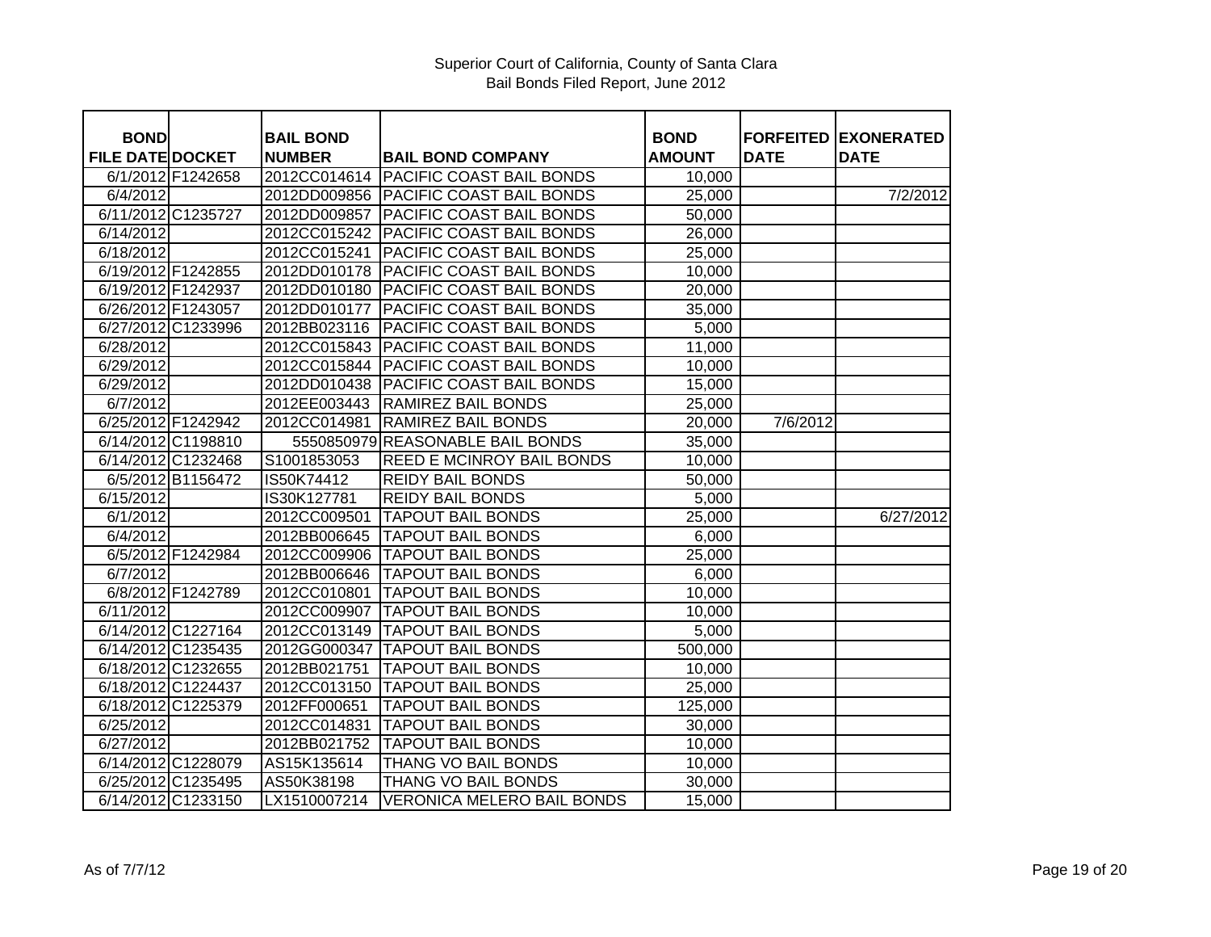Superior Court of California, County of Santa Clara
Bail Bonds Filed Report, June 2012

| BOND FILE DATE | DOCKET | BAIL BOND NUMBER | BAIL BOND COMPANY | BOND AMOUNT | FORFEITED DATE | EXONERATED DATE |
|---|---|---|---|---|---|---|
| 6/1/2012 | F1242658 | 2012CC014614 | PACIFIC COAST BAIL BONDS | 10,000 | | |
| 6/4/2012 | | 2012DD009856 | PACIFIC COAST BAIL BONDS | 25,000 | | 7/2/2012 |
| 6/11/2012 | C1235727 | 2012DD009857 | PACIFIC COAST BAIL BONDS | 50,000 | | |
| 6/14/2012 | | 2012CC015242 | PACIFIC COAST BAIL BONDS | 26,000 | | |
| 6/18/2012 | | 2012CC015241 | PACIFIC COAST BAIL BONDS | 25,000 | | |
| 6/19/2012 | F1242855 | 2012DD010178 | PACIFIC COAST BAIL BONDS | 10,000 | | |
| 6/19/2012 | F1242937 | 2012DD010180 | PACIFIC COAST BAIL BONDS | 20,000 | | |
| 6/26/2012 | F1243057 | 2012DD010177 | PACIFIC COAST BAIL BONDS | 35,000 | | |
| 6/27/2012 | C1233996 | 2012BB023116 | PACIFIC COAST BAIL BONDS | 5,000 | | |
| 6/28/2012 | | 2012CC015843 | PACIFIC COAST BAIL BONDS | 11,000 | | |
| 6/29/2012 | | 2012CC015844 | PACIFIC COAST BAIL BONDS | 10,000 | | |
| 6/29/2012 | | 2012DD010438 | PACIFIC COAST BAIL BONDS | 15,000 | | |
| 6/7/2012 | | 2012EE003443 | RAMIREZ BAIL BONDS | 25,000 | | |
| 6/25/2012 | F1242942 | 2012CC014981 | RAMIREZ BAIL BONDS | 20,000 | 7/6/2012 | |
| 6/14/2012 | C1198810 | 5550850979 | REASONABLE BAIL BONDS | 35,000 | | |
| 6/14/2012 | C1232468 | S1001853053 | REED E MCINROY BAIL BONDS | 10,000 | | |
| 6/5/2012 | B1156472 | IS50K74412 | REIDY BAIL BONDS | 50,000 | | |
| 6/15/2012 | | IS30K127781 | REIDY BAIL BONDS | 5,000 | | |
| 6/1/2012 | | 2012CC009501 | TAPOUT BAIL BONDS | 25,000 | | 6/27/2012 |
| 6/4/2012 | | 2012BB006645 | TAPOUT BAIL BONDS | 6,000 | | |
| 6/5/2012 | F1242984 | 2012CC009906 | TAPOUT BAIL BONDS | 25,000 | | |
| 6/7/2012 | | 2012BB006646 | TAPOUT BAIL BONDS | 6,000 | | |
| 6/8/2012 | F1242789 | 2012CC010801 | TAPOUT BAIL BONDS | 10,000 | | |
| 6/11/2012 | | 2012CC009907 | TAPOUT BAIL BONDS | 10,000 | | |
| 6/14/2012 | C1227164 | 2012CC013149 | TAPOUT BAIL BONDS | 5,000 | | |
| 6/14/2012 | C1235435 | 2012GG000347 | TAPOUT BAIL BONDS | 500,000 | | |
| 6/18/2012 | C1232655 | 2012BB021751 | TAPOUT BAIL BONDS | 10,000 | | |
| 6/18/2012 | C1224437 | 2012CC013150 | TAPOUT BAIL BONDS | 25,000 | | |
| 6/18/2012 | C1225379 | 2012FF000651 | TAPOUT BAIL BONDS | 125,000 | | |
| 6/25/2012 | | 2012CC014831 | TAPOUT BAIL BONDS | 30,000 | | |
| 6/27/2012 | | 2012BB021752 | TAPOUT BAIL BONDS | 10,000 | | |
| 6/14/2012 | C1228079 | AS15K135614 | THANG VO BAIL BONDS | 10,000 | | |
| 6/25/2012 | C1235495 | AS50K38198 | THANG VO BAIL BONDS | 30,000 | | |
| 6/14/2012 | C1233150 | LX1510007214 | VERONICA MELERO BAIL BONDS | 15,000 | | |

As of 7/7/12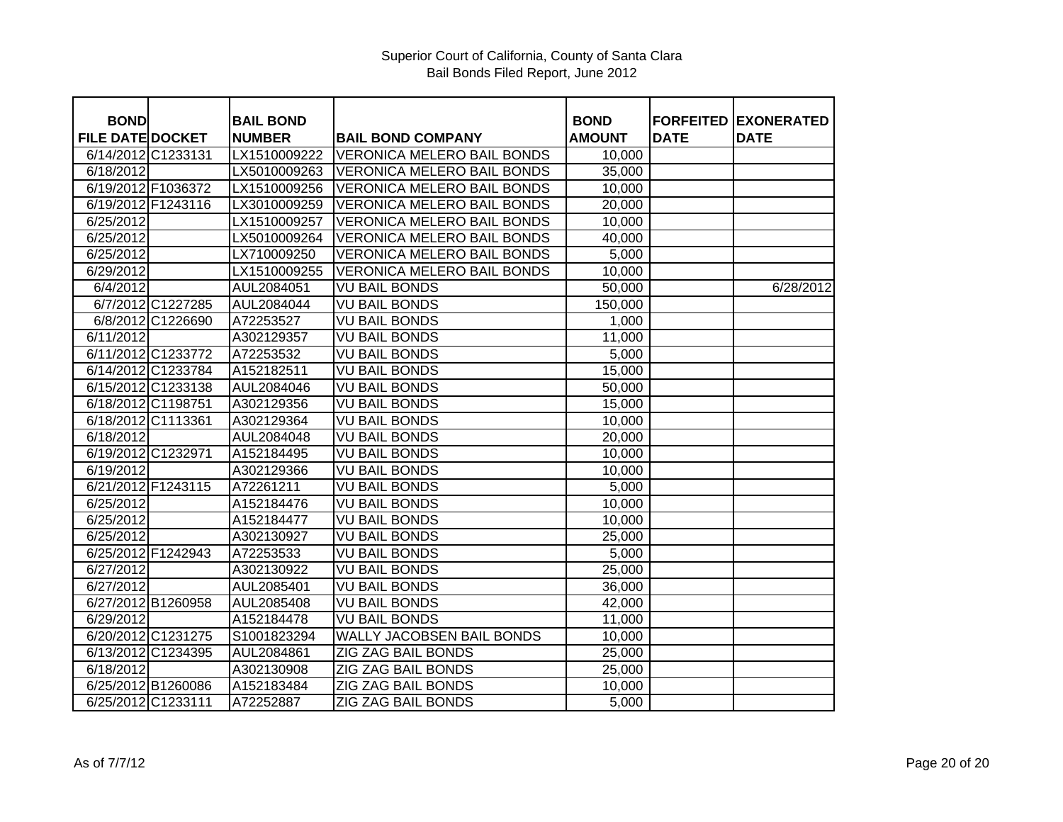Superior Court of California, County of Santa Clara
Bail Bonds Filed Report, June 2012

| BOND FILE DATE | DOCKET | BAIL BOND NUMBER | BAIL BOND COMPANY | BOND AMOUNT | FORFEITED DATE | EXONERATED DATE |
|---|---|---|---|---|---|---|
| 6/14/2012 | C1233131 | LX1510009222 | VERONICA MELERO BAIL BONDS | 10,000 | | |
| 6/18/2012 | | LX5010009263 | VERONICA MELERO BAIL BONDS | 35,000 | | |
| 6/19/2012 | F1036372 | LX1510009256 | VERONICA MELERO BAIL BONDS | 10,000 | | |
| 6/19/2012 | F1243116 | LX3010009259 | VERONICA MELERO BAIL BONDS | 20,000 | | |
| 6/25/2012 | | LX1510009257 | VERONICA MELERO BAIL BONDS | 10,000 | | |
| 6/25/2012 | | LX5010009264 | VERONICA MELERO BAIL BONDS | 40,000 | | |
| 6/25/2012 | | LX710009250 | VERONICA MELERO BAIL BONDS | 5,000 | | |
| 6/29/2012 | | LX1510009255 | VERONICA MELERO BAIL BONDS | 10,000 | | |
| 6/4/2012 | | AUL2084051 | VU BAIL BONDS | 50,000 | | 6/28/2012 |
| 6/7/2012 | C1227285 | AUL2084044 | VU BAIL BONDS | 150,000 | | |
| 6/8/2012 | C1226690 | A72253527 | VU BAIL BONDS | 1,000 | | |
| 6/11/2012 | | A302129357 | VU BAIL BONDS | 11,000 | | |
| 6/11/2012 | C1233772 | A72253532 | VU BAIL BONDS | 5,000 | | |
| 6/14/2012 | C1233784 | A152182511 | VU BAIL BONDS | 15,000 | | |
| 6/15/2012 | C1233138 | AUL2084046 | VU BAIL BONDS | 50,000 | | |
| 6/18/2012 | C1198751 | A302129356 | VU BAIL BONDS | 15,000 | | |
| 6/18/2012 | C1113361 | A302129364 | VU BAIL BONDS | 10,000 | | |
| 6/18/2012 | | AUL2084048 | VU BAIL BONDS | 20,000 | | |
| 6/19/2012 | C1232971 | A152184495 | VU BAIL BONDS | 10,000 | | |
| 6/19/2012 | | A302129366 | VU BAIL BONDS | 10,000 | | |
| 6/21/2012 | F1243115 | A72261211 | VU BAIL BONDS | 5,000 | | |
| 6/25/2012 | | A152184476 | VU BAIL BONDS | 10,000 | | |
| 6/25/2012 | | A152184477 | VU BAIL BONDS | 10,000 | | |
| 6/25/2012 | | A302130927 | VU BAIL BONDS | 25,000 | | |
| 6/25/2012 | F1242943 | A72253533 | VU BAIL BONDS | 5,000 | | |
| 6/27/2012 | | A302130922 | VU BAIL BONDS | 25,000 | | |
| 6/27/2012 | | AUL2085401 | VU BAIL BONDS | 36,000 | | |
| 6/27/2012 | B1260958 | AUL2085408 | VU BAIL BONDS | 42,000 | | |
| 6/29/2012 | | A152184478 | VU BAIL BONDS | 11,000 | | |
| 6/20/2012 | C1231275 | S1001823294 | WALLY JACOBSEN BAIL BONDS | 10,000 | | |
| 6/13/2012 | C1234395 | AUL2084861 | ZIG ZAG BAIL BONDS | 25,000 | | |
| 6/18/2012 | | A302130908 | ZIG ZAG BAIL BONDS | 25,000 | | |
| 6/25/2012 | B1260086 | A152183484 | ZIG ZAG BAIL BONDS | 10,000 | | |
| 6/25/2012 | C1233111 | A72252887 | ZIG ZAG BAIL BONDS | 5,000 | | |

As of 7/7/12